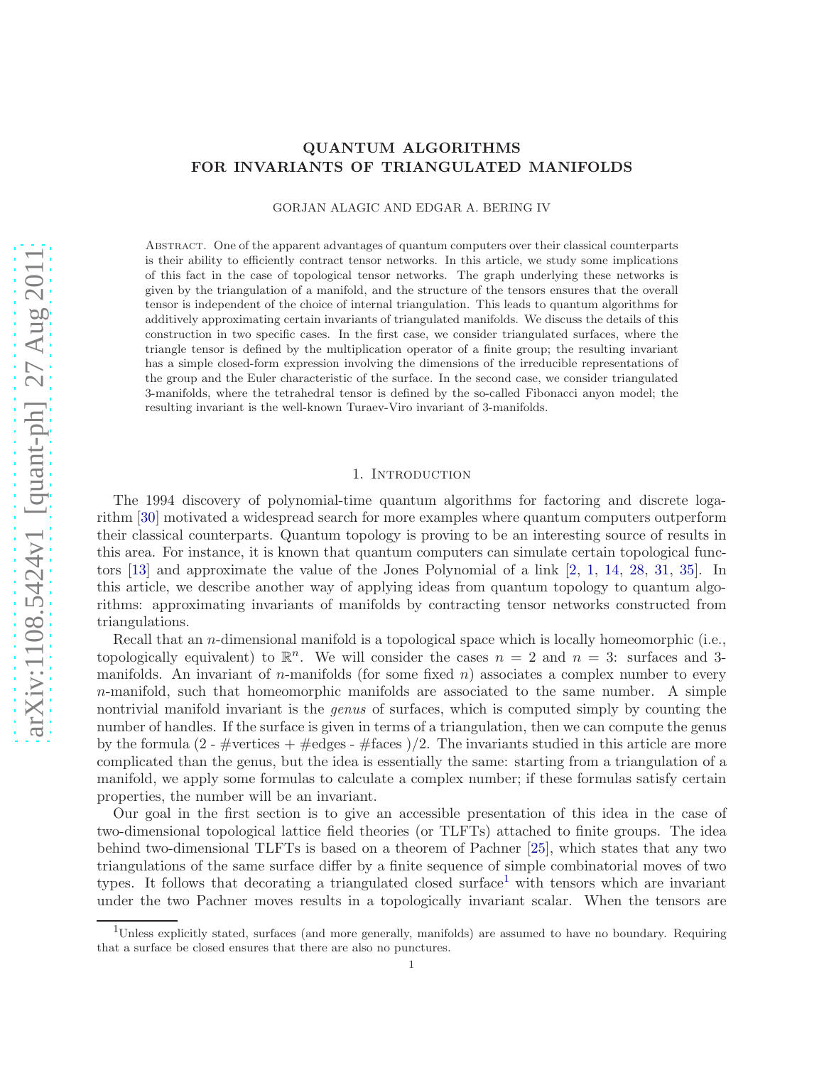# QUANTUM ALGORITHMS FOR INVARIANTS OF TRIANGULATED MANIFOLDS

GORJAN ALAGIC AND EDGAR A. BERING IV

Abstract. One of the apparent advantages of quantum computers over their classical counterparts is their ability to efficiently contract tensor networks. In this article, we study some implications of this fact in the case of topological tensor networks. The graph underlying these networks is given by the triangulation of a manifold, and the structure of the tensors ensures that the overall tensor is independent of the choice of internal triangulation. This leads to quantum algorithms for additively approximating certain invariants of triangulated manifolds. We discuss the details of this construction in two specific cases. In the first case, we consider triangulated surfaces, where the triangle tensor is defined by the multiplication operator of a finite group; the resulting invariant has a simple closed-form expression involving the dimensions of the irreducible representations of the group and the Euler characteristic of the surface. In the second case, we consider triangulated 3-manifolds, where the tetrahedral tensor is defined by the so-called Fibonacci anyon model; the resulting invariant is the well-known Turaev-Viro invariant of 3-manifolds.

## 1. Introduction

The 1994 discovery of polynomial-time quantum algorithms for factoring and discrete logarithm [30] motivated a widespread search for more examples where quantum computers outperform their classical counterparts. Quantum topology is proving to be an interesting source of results in this area. For instance, it is known that quantum computers can simulate certain topological functors [13] and approximate the value of the Jones Polynomial of a link [2, 1, 14, 28, 31, 35]. In this article, we describe another way of applying ideas from quantum topology to quantum algorithms: approximating invariants of manifolds by contracting tensor networks constructed from triangulations.

Recall that an $n$-dimensional manifold is a topological space which is locally homeomorphic (i.e., topologically equivalent) to $\mathbb{R}^n$. We will consider the cases $n = 2$ and $n = 3$: surfaces and 3-manifolds. An invariant of $n$-manifolds (for some fixed $n$) associates a complex number to every $n$-manifold, such that homeomorphic manifolds are associated to the same number. A simple nontrivial manifold invariant is the *genus* of surfaces, which is computed simply by counting the number of handles. If the surface is given in terms of a triangulation, then we can compute the genus by the formula (2 - #vertices + #edges - #faces )/2. The invariants studied in this article are more complicated than the genus, but the idea is essentially the same: starting from a triangulation of a manifold, we apply some formulas to calculate a complex number; if these formulas satisfy certain properties, the number will be an invariant.

Our goal in the first section is to give an accessible presentation of this idea in the case of two-dimensional topological lattice field theories (or TLFTs) attached to finite groups. The idea behind two-dimensional TLFTs is based on a theorem of Pachner [25], which states that any two triangulations of the same surface differ by a finite sequence of simple combinatorial moves of two types. It follows that decorating a triangulated closed surface[1] with tensors which are invariant under the two Pachner moves results in a topologically invariant scalar. When the tensors are

[1] Unless explicitly stated, surfaces (and more generally, manifolds) are assumed to have no boundary. Requiring that a surface be closed ensures that there are also no punctures.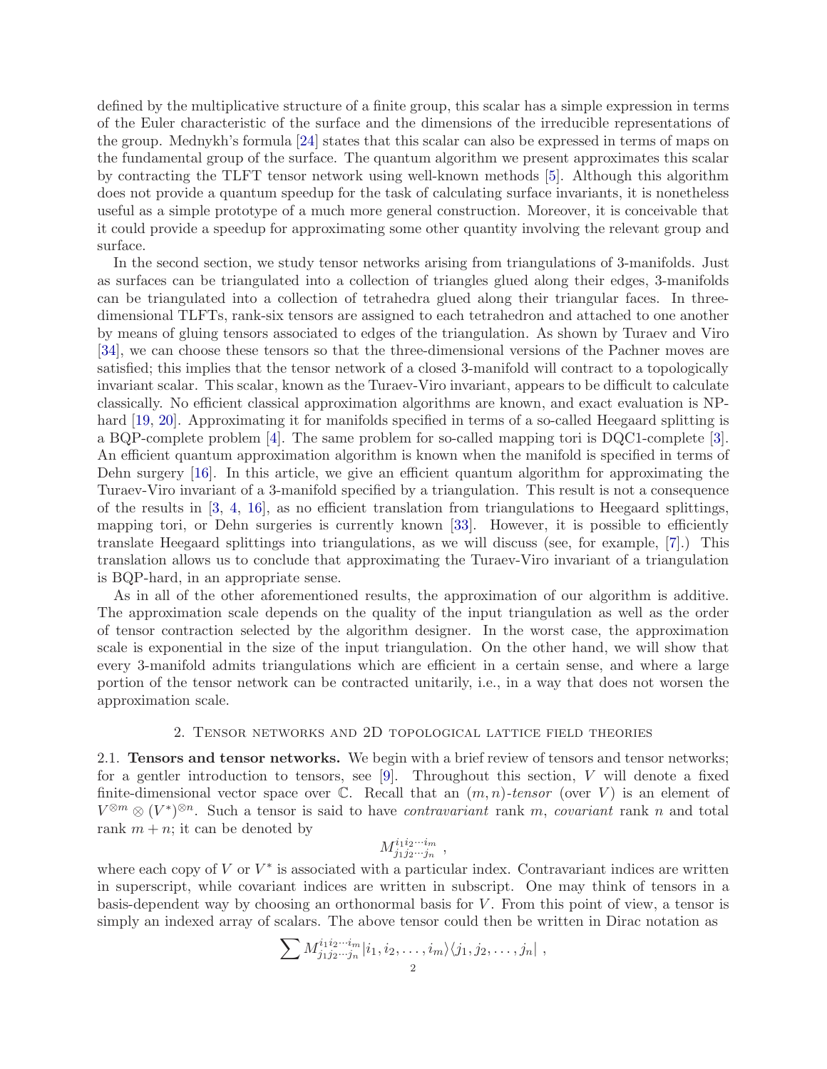defined by the multiplicative structure of a finite group, this scalar has a simple expression in terms of the Euler characteristic of the surface and the dimensions of the irreducible representations of the group. Mednykh's formula [24] states that this scalar can also be expressed in terms of maps on the fundamental group of the surface. The quantum algorithm we present approximates this scalar by contracting the TLFT tensor network using well-known methods [5]. Although this algorithm does not provide a quantum speedup for the task of calculating surface invariants, it is nonetheless useful as a simple prototype of a much more general construction. Moreover, it is conceivable that it could provide a speedup for approximating some other quantity involving the relevant group and surface.

In the second section, we study tensor networks arising from triangulations of 3-manifolds. Just as surfaces can be triangulated into a collection of triangles glued along their edges, 3-manifolds can be triangulated into a collection of tetrahedra glued along their triangular faces. In three-dimensional TLFTs, rank-six tensors are assigned to each tetrahedron and attached to one another by means of gluing tensors associated to edges of the triangulation. As shown by Turaev and Viro [34], we can choose these tensors so that the three-dimensional versions of the Pachner moves are satisfied; this implies that the tensor network of a closed 3-manifold will contract to a topologically invariant scalar. This scalar, known as the Turaev-Viro invariant, appears to be difficult to calculate classically. No efficient classical approximation algorithms are known, and exact evaluation is NP-hard [19, 20]. Approximating it for manifolds specified in terms of a so-called Heegaard splitting is a BQP-complete problem [4]. The same problem for so-called mapping tori is DQC1-complete [3]. An efficient quantum approximation algorithm is known when the manifold is specified in terms of Dehn surgery [16]. In this article, we give an efficient quantum algorithm for approximating the Turaev-Viro invariant of a 3-manifold specified by a triangulation. This result is not a consequence of the results in [3, 4, 16], as no efficient translation from triangulations to Heegaard splittings, mapping tori, or Dehn surgeries is currently known [33]. However, it is possible to efficiently translate Heegaard splittings into triangulations, as we will discuss (see, for example, [7].) This translation allows us to conclude that approximating the Turaev-Viro invariant of a triangulation is BQP-hard, in an appropriate sense.

As in all of the other aforementioned results, the approximation of our algorithm is additive. The approximation scale depends on the quality of the input triangulation as well as the order of tensor contraction selected by the algorithm designer. In the worst case, the approximation scale is exponential in the size of the input triangulation. On the other hand, we will show that every 3-manifold admits triangulations which are efficient in a certain sense, and where a large portion of the tensor network can be contracted unitarily, i.e., in a way that does not worsen the approximation scale.

## 2. Tensor networks and 2D topological lattice field theories

### 2.1. Tensors and tensor networks.

We begin with a brief review of tensors and tensor networks; for a gentler introduction to tensors, see [9]. Throughout this section, $V$ will denote a fixed finite-dimensional vector space over $\mathbb{C}$. Recall that an *$(m, n)$-tensor* (over $V$) is an element of $V^{\otimes m} \otimes (V^*)^{\otimes n}$. Such a tensor is said to have *contravariant* rank $m$, *covariant* rank $n$ and total rank $m + n$; it can be denoted by

$$M^{i_1 i_2 \cdots i_m}_{j_1 j_2 \cdots j_n} \ ,$$

where each copy of $V$ or $V^*$ is associated with a particular index. Contravariant indices are written in superscript, while covariant indices are written in subscript. One may think of tensors in a basis-dependent way by choosing an orthonormal basis for $V$. From this point of view, a tensor is simply an indexed array of scalars. The above tensor could then be written in Dirac notation as

$$\sum M^{i_1 i_2 \cdots i_m}_{j_1 j_2 \cdots j_n} |i_1, i_2, \ldots, i_m\rangle\langle j_1, j_2, \ldots, j_n| \ ,$$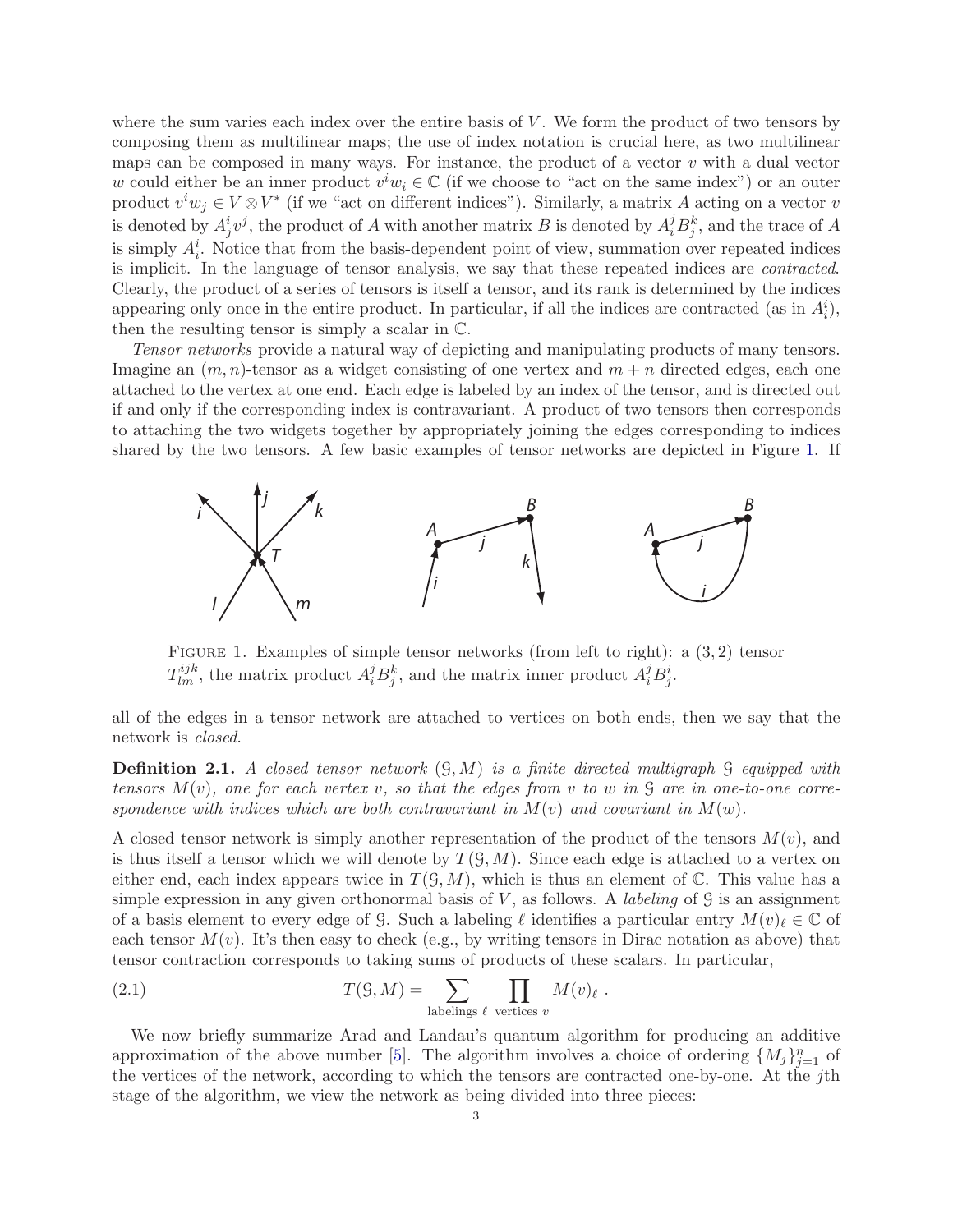where the sum varies each index over the entire basis of $V$. We form the product of two tensors by composing them as multilinear maps; the use of index notation is crucial here, as two multilinear maps can be composed in many ways. For instance, the product of a vector $v$ with a dual vector $w$ could either be an inner product $v^i w_i \in \mathbb{C}$ (if we choose to "act on the same index") or an outer product $v^i w_j \in V \otimes V^*$ (if we "act on different indices"). Similarly, a matrix $A$ acting on a vector $v$ is denoted by $A^i_j v^j$, the product of $A$ with another matrix $B$ is denoted by $A^j_i B^k_j$, and the trace of $A$ is simply $A^i_i$. Notice that from the basis-dependent point of view, summation over repeated indices is implicit. In the language of tensor analysis, we say that these repeated indices are *contracted*. Clearly, the product of a series of tensors is itself a tensor, and its rank is determined by the indices appearing only once in the entire product. In particular, if all the indices are contracted (as in $A^i_i$), then the resulting tensor is simply a scalar in $\mathbb{C}$.

*Tensor networks* provide a natural way of depicting and manipulating products of many tensors. Imagine an $(m, n)$-tensor as a widget consisting of one vertex and $m + n$ directed edges, each one attached to the vertex at one end. Each edge is labeled by an index of the tensor, and is directed out if and only if the corresponding index is contravariant. A product of two tensors then corresponds to attaching the two widgets together by appropriately joining the edges corresponding to indices shared by the two tensors. A few basic examples of tensor networks are depicted in Figure 1. If all of the edges in a tensor network are attached to vertices on both ends, then we say that the network is *closed*.

FIGURE 1. Examples of simple tensor networks (from left to right): a $(3, 2)$ tensor $T^{ijk}_{lm}$, the matrix product $A^j_i B^k_j$, and the matrix inner product $A^j_i B^i_j$.

**Definition 2.1.** *A closed tensor network $(\mathcal{G}, M)$ is a finite directed multigraph $\mathcal{G}$ equipped with tensors $M(v)$, one for each vertex $v$, so that the edges from $v$ to $w$ in $\mathcal{G}$ are in one-to-one correspondence with indices which are both contravariant in $M(v)$ and covariant in $M(w)$.*

A closed tensor network is simply another representation of the product of the tensors $M(v)$, and is thus itself a tensor which we will denote by $T(\mathcal{G}, M)$. Since each edge is attached to a vertex on either end, each index appears twice in $T(\mathcal{G}, M)$, which is thus an element of $\mathbb{C}$. This value has a simple expression in any given orthonormal basis of $V$, as follows. A *labeling* of $\mathcal{G}$ is an assignment of a basis element to every edge of $\mathcal{G}$. Such a labeling $\ell$ identifies a particular entry $M(v)_\ell \in \mathbb{C}$ of each tensor $M(v)$. It's then easy to check (e.g., by writing tensors in Dirac notation as above) that tensor contraction corresponds to taking sums of products of these scalars. In particular,

$$T(\mathcal{G}, M) = \sum_{\text{labelings } \ell} \prod_{\text{vertices } v} M(v)_\ell \ . \tag{2.1}$$

We now briefly summarize Arad and Landau's quantum algorithm for producing an additive approximation of the above number [5]. The algorithm involves a choice of ordering $\{M_j\}_{j=1}^n$ of the vertices of the network, according to which the tensors are contracted one-by-one. At the $j$th stage of the algorithm, we view the network as being divided into three pieces: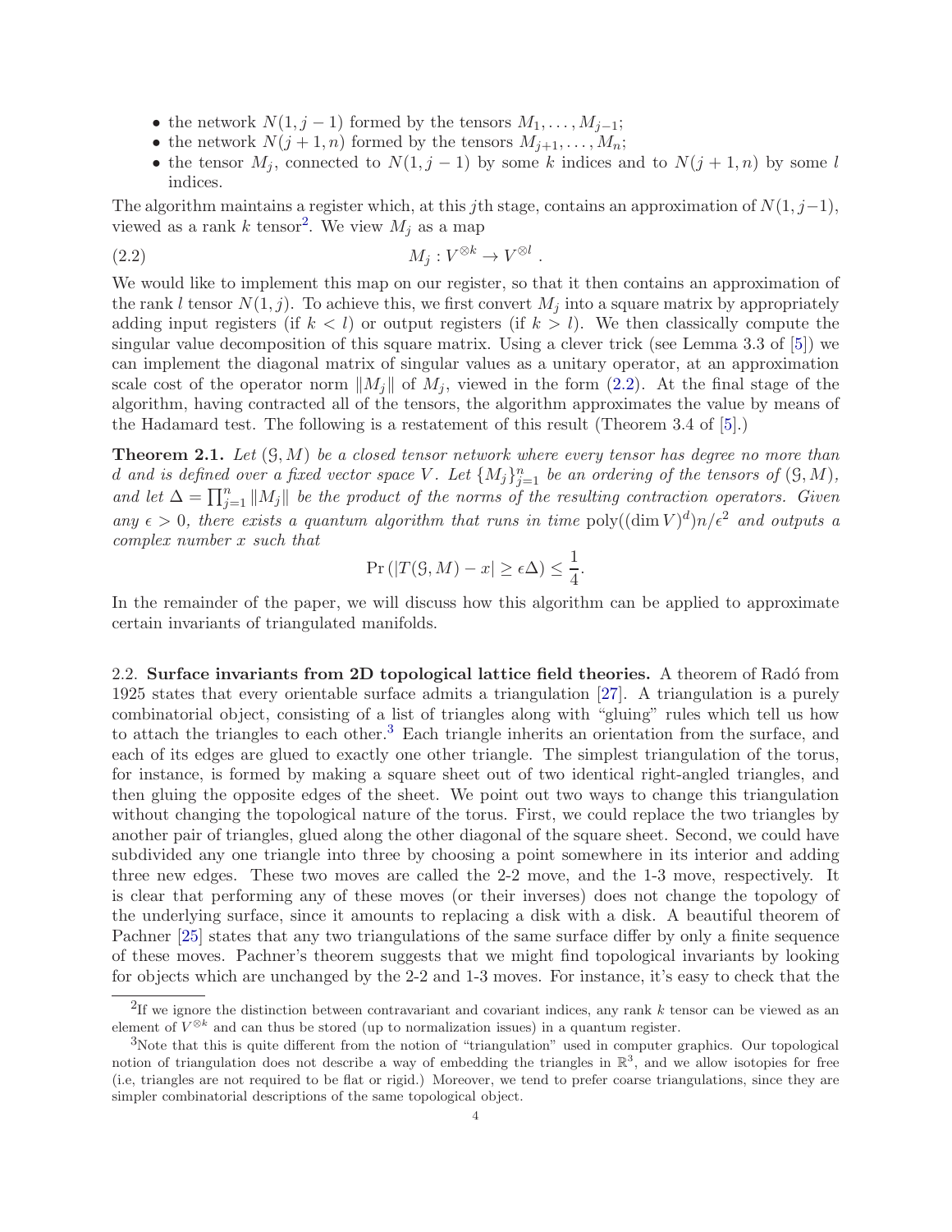- the network $N(1, j-1)$ formed by the tensors $M_1, \ldots, M_{j-1}$;
- the network $N(j+1, n)$ formed by the tensors $M_{j+1}, \ldots, M_n$;
- the tensor $M_j$, connected to $N(1, j-1)$ by some $k$ indices and to $N(j+1, n)$ by some $l$ indices.

The algorithm maintains a register which, at this $j$th stage, contains an approximation of $N(1, j-1)$, viewed as a rank $k$ tensor[2]. We view $M_j$ as a map

$$M_j : V^{\otimes k} \to V^{\otimes l} . \tag{2.2}$$

We would like to implement this map on our register, so that it then contains an approximation of the rank $l$ tensor $N(1, j)$. To achieve this, we first convert $M_j$ into a square matrix by appropriately adding input registers (if $k < l$) or output registers (if $k > l$). We then classically compute the singular value decomposition of this square matrix. Using a clever trick (see Lemma 3.3 of [5]) we can implement the diagonal matrix of singular values as a unitary operator, at an approximation scale cost of the operator norm $\|M_j\|$ of $M_j$, viewed in the form (2.2). At the final stage of the algorithm, having contracted all of the tensors, the algorithm approximates the value by means of the Hadamard test. The following is a restatement of this result (Theorem 3.4 of [5].)

**Theorem 2.1.** *Let $(\mathcal{G}, M)$ be a closed tensor network where every tensor has degree no more than $d$ and is defined over a fixed vector space $V$. Let $\{M_j\}_{j=1}^n$ be an ordering of the tensors of $(\mathcal{G}, M)$, and let $\Delta = \prod_{j=1}^n \|M_j\|$ be the product of the norms of the resulting contraction operators. Given any $\epsilon > 0$, there exists a quantum algorithm that runs in time $\mathrm{poly}((\dim V)^d)n/\epsilon^2$ and outputs a complex number $x$ such that*

$$\Pr\left(|T(\mathcal{G}, M) - x| \geq \epsilon\Delta\right) \leq \frac{1}{4}.$$

In the remainder of the paper, we will discuss how this algorithm can be applied to approximate certain invariants of triangulated manifolds.

2.2. **Surface invariants from 2D topological lattice field theories.** A theorem of Radó from 1925 states that every orientable surface admits a triangulation [27]. A triangulation is a purely combinatorial object, consisting of a list of triangles along with "gluing" rules which tell us how to attach the triangles to each other.[3] Each triangle inherits an orientation from the surface, and each of its edges are glued to exactly one other triangle. The simplest triangulation of the torus, for instance, is formed by making a square sheet out of two identical right-angled triangles, and then gluing the opposite edges of the sheet. We point out two ways to change this triangulation without changing the topological nature of the torus. First, we could replace the two triangles by another pair of triangles, glued along the other diagonal of the square sheet. Second, we could have subdivided any one triangle into three by choosing a point somewhere in its interior and adding three new edges. These two moves are called the 2-2 move, and the 1-3 move, respectively. It is clear that performing any of these moves (or their inverses) does not change the topology of the underlying surface, since it amounts to replacing a disk with a disk. A beautiful theorem of Pachner [25] states that any two triangulations of the same surface differ by only a finite sequence of these moves. Pachner's theorem suggests that we might find topological invariants by looking for objects which are unchanged by the 2-2 and 1-3 moves. For instance, it's easy to check that the

[2] If we ignore the distinction between contravariant and covariant indices, any rank $k$ tensor can be viewed as an element of $V^{\otimes k}$ and can thus be stored (up to normalization issues) in a quantum register.

[3] Note that this is quite different from the notion of "triangulation" used in computer graphics. Our topological notion of triangulation does not describe a way of embedding the triangles in $\mathbb{R}^3$, and we allow isotopies for free (i.e, triangles are not required to be flat or rigid.) Moreover, we tend to prefer coarse triangulations, since they are simpler combinatorial descriptions of the same topological object.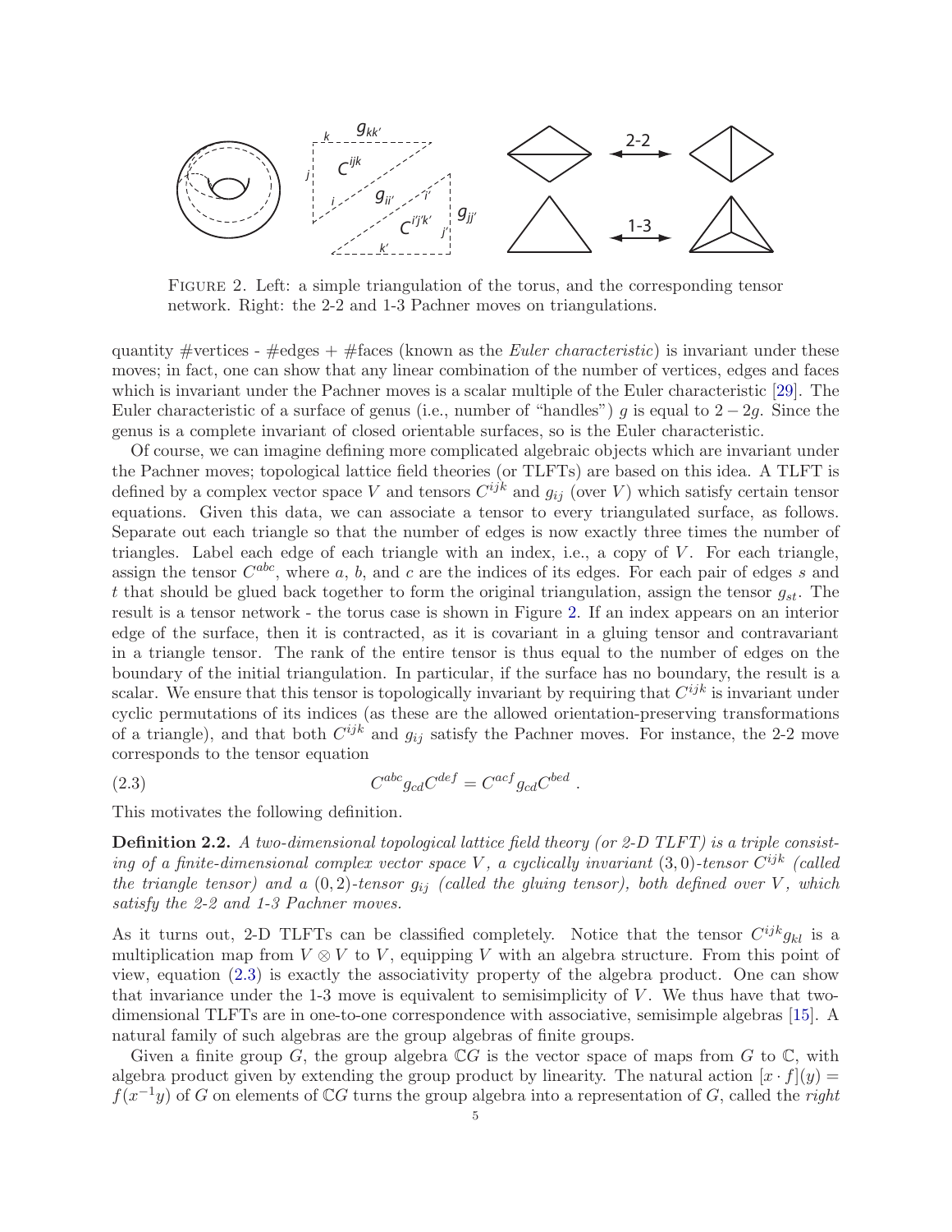FIGURE 2. Left: a simple triangulation of the torus, and the corresponding tensor network. Right: the 2-2 and 1-3 Pachner moves on triangulations.

quantity #vertices - #edges + #faces (known as the *Euler characteristic*) is invariant under these moves; in fact, one can show that any linear combination of the number of vertices, edges and faces which is invariant under the Pachner moves is a scalar multiple of the Euler characteristic [29]. The Euler characteristic of a surface of genus (i.e., number of "handles") $g$ is equal to $2 - 2g$. Since the genus is a complete invariant of closed orientable surfaces, so is the Euler characteristic.

Of course, we can imagine defining more complicated algebraic objects which are invariant under the Pachner moves; topological lattice field theories (or TLFTs) are based on this idea. A TLFT is defined by a complex vector space $V$ and tensors $C^{ijk}$ and $g_{ij}$ (over $V$) which satisfy certain tensor equations. Given this data, we can associate a tensor to every triangulated surface, as follows. Separate out each triangle so that the number of edges is now exactly three times the number of triangles. Label each edge of each triangle with an index, i.e., a copy of $V$. For each triangle, assign the tensor $C^{abc}$, where $a$, $b$, and $c$ are the indices of its edges. For each pair of edges $s$ and $t$ that should be glued back together to form the original triangulation, assign the tensor $g_{st}$. The result is a tensor network - the torus case is shown in Figure 2. If an index appears on an interior edge of the surface, then it is contracted, as it is covariant in a gluing tensor and contravariant in a triangle tensor. The rank of the entire tensor is thus equal to the number of edges on the boundary of the initial triangulation. In particular, if the surface has no boundary, the result is a scalar. We ensure that this tensor is topologically invariant by requiring that $C^{ijk}$ is invariant under cyclic permutations of its indices (as these are the allowed orientation-preserving transformations of a triangle), and that both $C^{ijk}$ and $g_{ij}$ satisfy the Pachner moves. For instance, the 2-2 move corresponds to the tensor equation

$$C^{abc} g_{cd} C^{def} = C^{acf} g_{cd} C^{bed} \ . \tag{2.3}$$

This motivates the following definition.

**Definition 2.2.** *A two-dimensional topological lattice field theory (or 2-D TLFT) is a triple consisting of a finite-dimensional complex vector space $V$, a cyclically invariant $(3,0)$-tensor $C^{ijk}$ (called the triangle tensor) and a $(0,2)$-tensor $g_{ij}$ (called the gluing tensor), both defined over $V$, which satisfy the 2-2 and 1-3 Pachner moves.*

As it turns out, 2-D TLFTs can be classified completely. Notice that the tensor $C^{ijk} g_{kl}$ is a multiplication map from $V \otimes V$ to $V$, equipping $V$ with an algebra structure. From this point of view, equation (2.3) is exactly the associativity property of the algebra product. One can show that invariance under the 1-3 move is equivalent to semisimplicity of $V$. We thus have that two-dimensional TLFTs are in one-to-one correspondence with associative, semisimple algebras [15]. A natural family of such algebras are the group algebras of finite groups.

Given a finite group $G$, the group algebra $\mathbb{C}G$ is the vector space of maps from $G$ to $\mathbb{C}$, with algebra product given by extending the group product by linearity. The natural action $[x \cdot f](y) = f(x^{-1}y)$ of $G$ on elements of $\mathbb{C}G$ turns the group algebra into a representation of $G$, called the *right*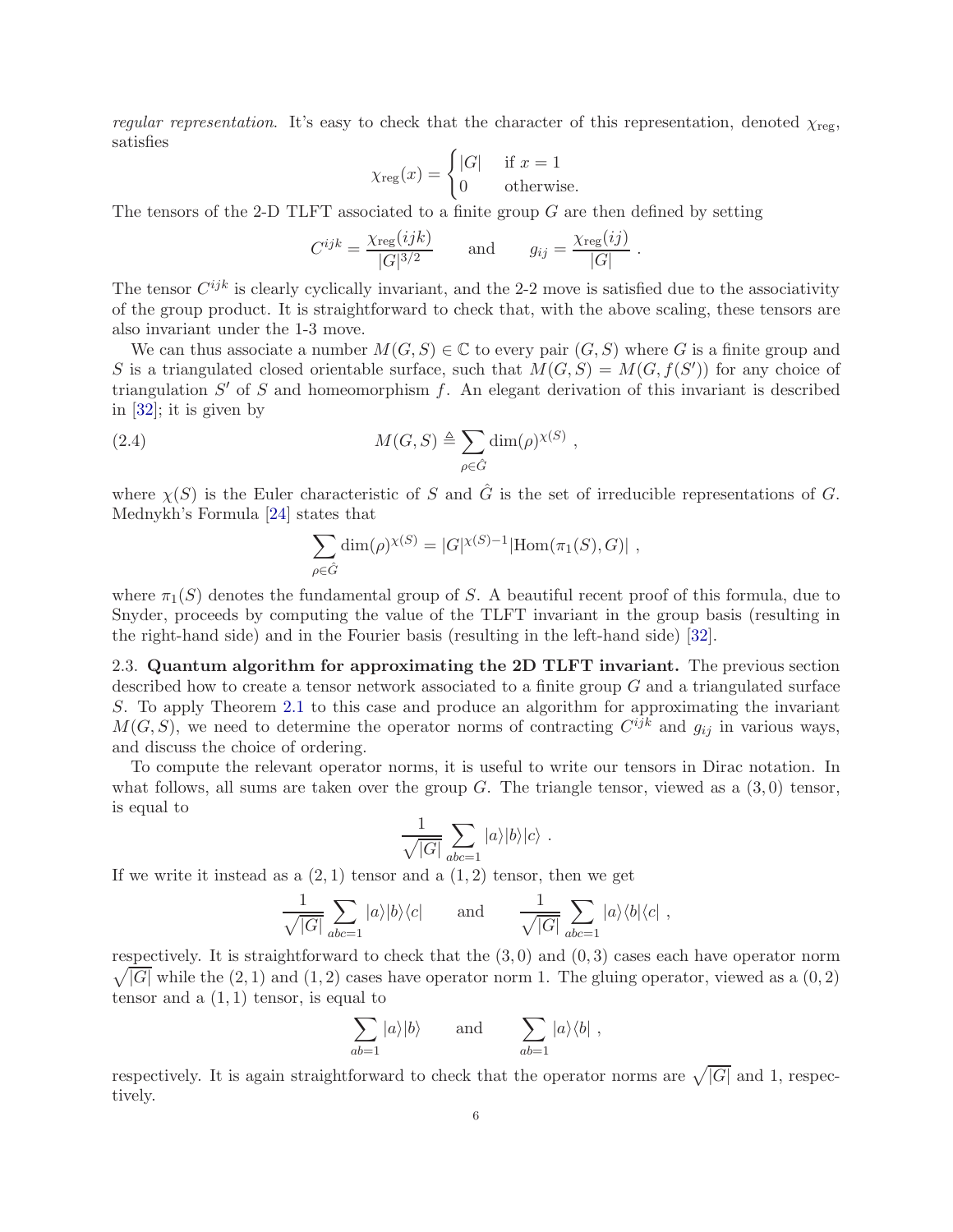*regular representation*. It's easy to check that the character of this representation, denoted $\chi_{\text{reg}}$, satisfies

$$\chi_{\text{reg}}(x) = \begin{cases} |G| & \text{if } x = 1 \\ 0 & \text{otherwise.} \end{cases}$$

The tensors of the 2-D TLFT associated to a finite group $G$ are then defined by setting

$$C^{ijk} = \frac{\chi_{\text{reg}}(ijk)}{|G|^{3/2}} \qquad \text{and} \qquad g_{ij} = \frac{\chi_{\text{reg}}(ij)}{|G|} .$$

The tensor $C^{ijk}$ is clearly cyclically invariant, and the 2-2 move is satisfied due to the associativity of the group product. It is straightforward to check that, with the above scaling, these tensors are also invariant under the 1-3 move.

We can thus associate a number $M(G, S) \in \mathbb{C}$ to every pair $(G, S)$ where $G$ is a finite group and $S$ is a triangulated closed orientable surface, such that $M(G, S) = M(G, f(S'))$ for any choice of triangulation $S'$ of $S$ and homeomorphism $f$. An elegant derivation of this invariant is described in [32]; it is given by

$$M(G, S) \triangleq \sum_{\rho \in \hat{G}} \dim(\rho)^{\chi(S)} , \tag{2.4}$$

where $\chi(S)$ is the Euler characteristic of $S$ and $\hat{G}$ is the set of irreducible representations of $G$. Mednykh's Formula [24] states that

$$\sum_{\rho \in \hat{G}} \dim(\rho)^{\chi(S)} = |G|^{\chi(S)-1} |\text{Hom}(\pi_1(S), G)| ,$$

where $\pi_1(S)$ denotes the fundamental group of $S$. A beautiful recent proof of this formula, due to Snyder, proceeds by computing the value of the TLFT invariant in the group basis (resulting in the right-hand side) and in the Fourier basis (resulting in the left-hand side) [32].

### 2.3. Quantum algorithm for approximating the 2D TLFT invariant.

The previous section described how to create a tensor network associated to a finite group $G$ and a triangulated surface $S$. To apply Theorem 2.1 to this case and produce an algorithm for approximating the invariant $M(G, S)$, we need to determine the operator norms of contracting $C^{ijk}$ and $g_{ij}$ in various ways, and discuss the choice of ordering.

To compute the relevant operator norms, it is useful to write our tensors in Dirac notation. In what follows, all sums are taken over the group $G$. The triangle tensor, viewed as a $(3, 0)$ tensor, is equal to

$$\frac{1}{\sqrt{|G|}} \sum_{abc=1} |a\rangle|b\rangle|c\rangle .$$

If we write it instead as a $(2, 1)$ tensor and a $(1, 2)$ tensor, then we get

$$\frac{1}{\sqrt{|G|}} \sum_{abc=1} |a\rangle|b\rangle\langle c| \qquad \text{and} \qquad \frac{1}{\sqrt{|G|}} \sum_{abc=1} |a\rangle\langle b|\langle c| ,$$

respectively. It is straightforward to check that the $(3, 0)$ and $(0, 3)$ cases each have operator norm $\sqrt{|G|}$ while the $(2, 1)$ and $(1, 2)$ cases have operator norm 1. The gluing operator, viewed as a $(0, 2)$ tensor and a $(1, 1)$ tensor, is equal to

$$\sum_{ab=1} |a\rangle|b\rangle \qquad \text{and} \qquad \sum_{ab=1} |a\rangle\langle b| ,$$

respectively. It is again straightforward to check that the operator norms are $\sqrt{|G|}$ and 1, respectively.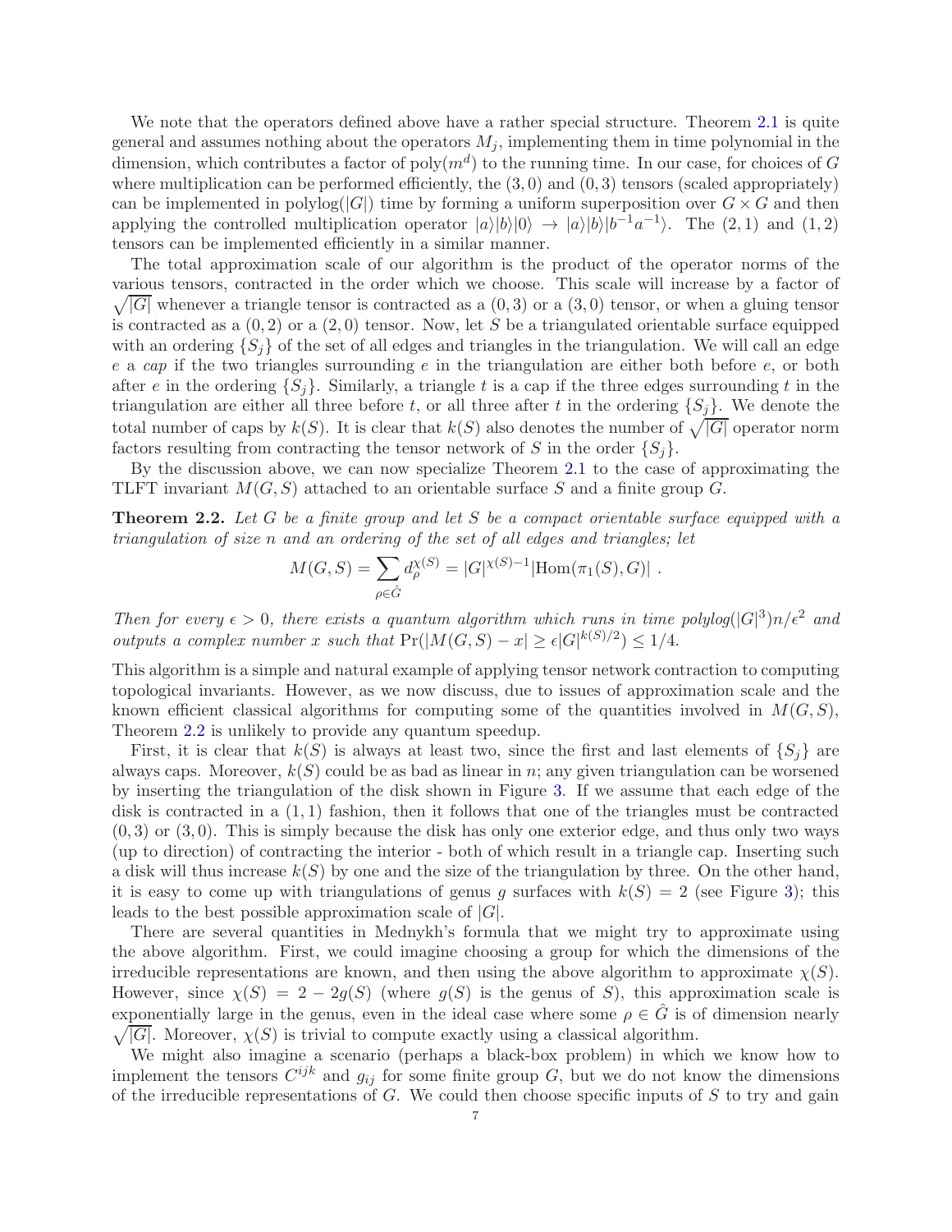We note that the operators defined above have a rather special structure. Theorem 2.1 is quite general and assumes nothing about the operators $M_j$, implementing them in time polynomial in the dimension, which contributes a factor of $\mathrm{poly}(m^d)$ to the running time. In our case, for choices of $G$ where multiplication can be performed efficiently, the $(3,0)$ and $(0,3)$ tensors (scaled appropriately) can be implemented in $\mathrm{polylog}(|G|)$ time by forming a uniform superposition over $G \times G$ and then applying the controlled multiplication operator $|a\rangle|b\rangle|0\rangle \rightarrow |a\rangle|b\rangle|b^{-1}a^{-1}\rangle$. The $(2,1)$ and $(1,2)$ tensors can be implemented efficiently in a similar manner.

The total approximation scale of our algorithm is the product of the operator norms of the various tensors, contracted in the order which we choose. This scale will increase by a factor of $\sqrt{|G|}$ whenever a triangle tensor is contracted as a $(0,3)$ or $(3,0)$ tensor, or when a gluing tensor is contracted as a $(0,2)$ or a $(2,0)$ tensor. Now, let $S$ be a triangulated orientable surface equipped with an ordering $\{S_j\}$ of the set of all edges and triangles in the triangulation. We will call an edge $e$ a *cap* if the two triangles surrounding $e$ in the triangulation are either both before $e$, or both after $e$ in the ordering $\{S_j\}$. Similarly, a triangle $t$ is a cap if the three edges surrounding $t$ in the triangulation are either all three before $t$, or all three after $t$ in the ordering $\{S_j\}$. We denote the total number of caps by $k(S)$. It is clear that $k(S)$ also denotes the number of $\sqrt{|G|}$ operator norm factors resulting from contracting the tensor network of $S$ in the order $\{S_j\}$.

By the discussion above, we can now specialize Theorem 2.1 to the case of approximating the TLFT invariant $M(G,S)$ attached to an orientable surface $S$ and a finite group $G$.

**Theorem 2.2.** *Let $G$ be a finite group and let $S$ be a compact orientable surface equipped with a triangulation of size $n$ and an ordering of the set of all edges and triangles; let*

$$M(G,S) = \sum_{\rho \in \hat{G}} d_\rho^{\chi(S)} = |G|^{\chi(S)-1} |\mathrm{Hom}(\pi_1(S), G)| \ .$$

*Then for every $\epsilon > 0$, there exists a quantum algorithm which runs in time polylog$(|G|^3)n/\epsilon^2$ and outputs a complex number $x$ such that $\Pr(|M(G,S) - x| \geq \epsilon |G|^{k(S)/2}) \leq 1/4$.*

This algorithm is a simple and natural example of applying tensor network contraction to computing topological invariants. However, as we now discuss, due to issues of approximation scale and the known efficient classical algorithms for computing some of the quantities involved in $M(G,S)$, Theorem 2.2 is unlikely to provide any quantum speedup.

First, it is clear that $k(S)$ is always at least two, since the first and last elements of $\{S_j\}$ are always caps. Moreover, $k(S)$ could be as bad as linear in $n$; any given triangulation can be worsened by inserting the triangulation of the disk shown in Figure 3. If we assume that each edge of the disk is contracted in a $(1,1)$ fashion, then it follows that one of the triangles must be contracted $(0,3)$ or $(3,0)$. This is simply because the disk has only one exterior edge, and thus only two ways (up to direction) of contracting the interior - both of which result in a triangle cap. Inserting such a disk will thus increase $k(S)$ by one and the size of the triangulation by three. On the other hand, it is easy to come up with triangulations of genus $g$ surfaces with $k(S) = 2$ (see Figure 3); this leads to the best possible approximation scale of $|G|$.

There are several quantities in Mednykh's formula that we might try to approximate using the above algorithm. First, we could imagine choosing a group for which the dimensions of the irreducible representations are known, and then using the above algorithm to approximate $\chi(S)$. However, since $\chi(S) = 2 - 2g(S)$ (where $g(S)$ is the genus of $S$), this approximation scale is exponentially large in the genus, even in the ideal case where some $\rho \in \hat{G}$ is of dimension nearly $\sqrt{|G|}$. Moreover, $\chi(S)$ is trivial to compute exactly using a classical algorithm.

We might also imagine a scenario (perhaps a black-box problem) in which we know how to implement the tensors $C^{ijk}$ and $g_{ij}$ for some finite group $G$, but we do not know the dimensions of the irreducible representations of $G$. We could then choose specific inputs of $S$ to try and gain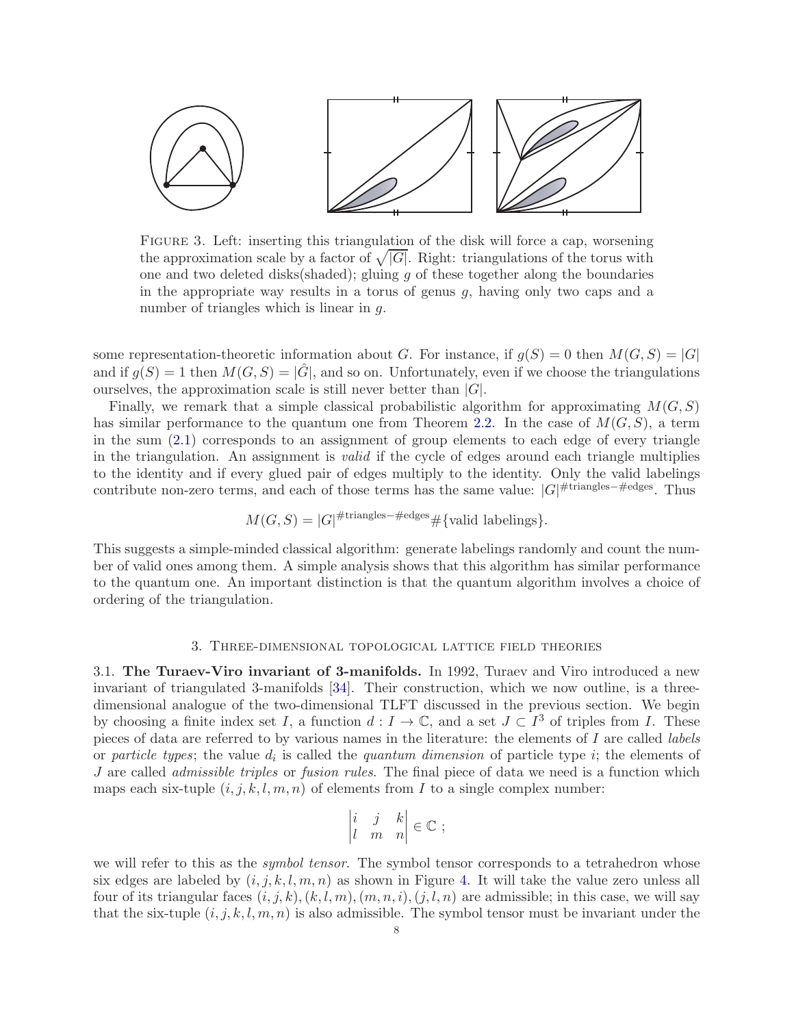FIGURE 3. Left: inserting this triangulation of the disk will force a cap, worsening the approximation scale by a factor of $\sqrt{|G|}$. Right: triangulations of the torus with one and two deleted disks(shaded); gluing $g$ of these together along the boundaries in the appropriate way results in a torus of genus $g$, having only two caps and a number of triangles which is linear in $g$.

some representation-theoretic information about $G$. For instance, if $g(S) = 0$ then $M(G, S) = |G|$ and if $g(S) = 1$ then $M(G, S) = |\hat{G}|$, and so on. Unfortunately, even if we choose the triangulations ourselves, the approximation scale is still never better than $|G|$.

Finally, we remark that a simple classical probabilistic algorithm for approximating $M(G, S)$ has similar performance to the quantum one from Theorem 2.2. In the case of $M(G, S)$, a term in the sum (2.1) corresponds to an assignment of group elements to each edge of every triangle in the triangulation. An assignment is *valid* if the cycle of edges around each triangle multiplies to the identity and if every glued pair of edges multiply to the identity. Only the valid labelings contribute non-zero terms, and each of those terms has the same value: $|G|^{\#\text{triangles}-\#\text{edges}}$. Thus

$$M(G, S) = |G|^{\#\text{triangles}-\#\text{edges}} \#\{\text{valid labelings}\}.$$

This suggests a simple-minded classical algorithm: generate labelings randomly and count the number of valid ones among them. A simple analysis shows that this algorithm has similar performance to the quantum one. An important distinction is that the quantum algorithm involves a choice of ordering of the triangulation.

## 3. Three-dimensional topological lattice field theories

### 3.1. The Turaev-Viro invariant of 3-manifolds.

In 1992, Turaev and Viro introduced a new invariant of triangulated 3-manifolds [34]. Their construction, which we now outline, is a three-dimensional analogue of the two-dimensional TLFT discussed in the previous section. We begin by choosing a finite index set $I$, a function $d : I \to \mathbb{C}$, and a set $J \subset I^3$ of triples from $I$. These pieces of data are referred to by various names in the literature: the elements of $I$ are called *labels* or *particle types*; the value $d_i$ is called the *quantum dimension* of particle type $i$; the elements of $J$ are called *admissible triples* or *fusion rules*. The final piece of data we need is a function which maps each six-tuple $(i, j, k, l, m, n)$ of elements from $I$ to a single complex number:

$$\begin{vmatrix} i & j & k \\ l & m & n \end{vmatrix} \in \mathbb{C} \ ;$$

we will refer to this as the *symbol tensor*. The symbol tensor corresponds to a tetrahedron whose six edges are labeled by $(i, j, k, l, m, n)$ as shown in Figure 4. It will take the value zero unless all four of its triangular faces $(i, j, k), (k, l, m), (m, n, i), (j, l, n)$ are admissible; in this case, we will say that the six-tuple $(i, j, k, l, m, n)$ is also admissible. The symbol tensor must be invariant under the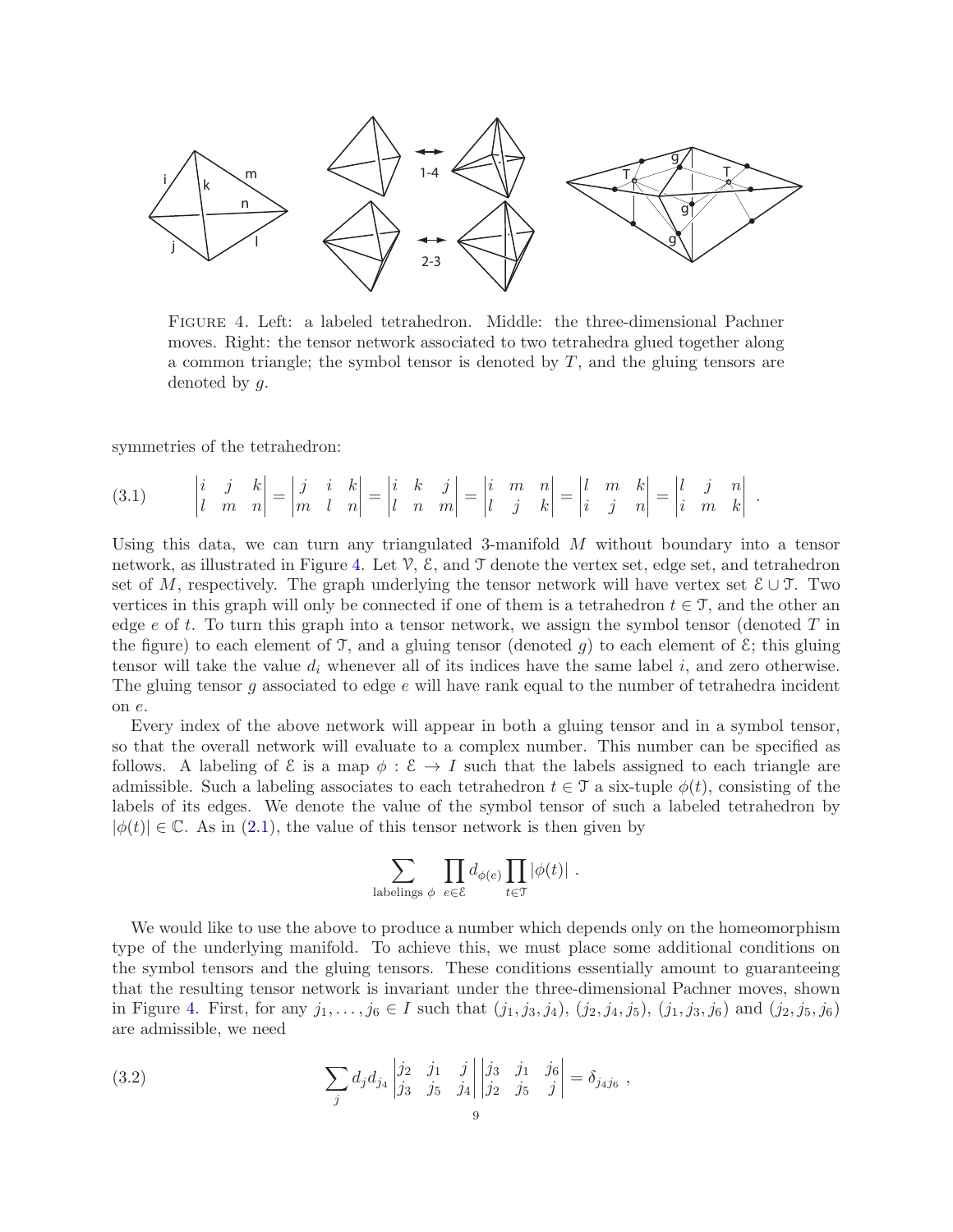FIGURE 4. Left: a labeled tetrahedron. Middle: the three-dimensional Pachner moves. Right: the tensor network associated to two tetrahedra glued together along a common triangle; the symbol tensor is denoted by $T$, and the gluing tensors are denoted by $g$.

symmetries of the tetrahedron:

$$
\begin{vmatrix} i & j & k \\ l & m & n \end{vmatrix} = \begin{vmatrix} j & i & k \\ m & l & n \end{vmatrix} = \begin{vmatrix} i & k & j \\ l & n & m \end{vmatrix} = \begin{vmatrix} i & m & n \\ l & j & k \end{vmatrix} = \begin{vmatrix} l & m & k \\ i & j & n \end{vmatrix} = \begin{vmatrix} l & j & n \\ i & m & k \end{vmatrix} . \tag{3.1}
$$

Using this data, we can turn any triangulated 3-manifold $M$ without boundary into a tensor network, as illustrated in Figure 4. Let $\mathcal{V}$, $\mathcal{E}$, and $\mathcal{T}$ denote the vertex set, edge set, and tetrahedron set of $M$, respectively. The graph underlying the tensor network will have vertex set $\mathcal{E} \cup \mathcal{T}$. Two vertices in this graph will only be connected if one of them is a tetrahedron $t \in \mathcal{T}$, and the other an edge $e$ of $t$. To turn this graph into a tensor network, we assign the symbol tensor (denoted $T$ in the figure) to each element of $\mathcal{T}$, and a gluing tensor (denoted $g$) to each element of $\mathcal{E}$; this gluing tensor will take the value $d_i$ whenever all of its indices have the same label $i$, and zero otherwise. The gluing tensor $g$ associated to edge $e$ will have rank equal to the number of tetrahedra incident on $e$.

Every index of the above network will appear in both a gluing tensor and in a symbol tensor, so that the overall network will evaluate to a complex number. This number can be specified as follows. A labeling of $\mathcal{E}$ is a map $\phi : \mathcal{E} \to I$ such that the labels assigned to each triangle are admissible. Such a labeling associates to each tetrahedron $t \in \mathcal{T}$ a six-tuple $\phi(t)$, consisting of the labels of its edges. We denote the value of the symbol tensor of such a labeled tetrahedron by $|\phi(t)| \in \mathbb{C}$. As in (2.1), the value of this tensor network is then given by

$$
\sum_{\text{labelings } \phi} \prod_{e \in \mathcal{E}} d_{\phi(e)} \prod_{t \in \mathcal{T}} |\phi(t)| \ .
$$

We would like to use the above to produce a number which depends only on the homeomorphism type of the underlying manifold. To achieve this, we must place some additional conditions on the symbol tensors and the gluing tensors. These conditions essentially amount to guaranteeing that the resulting tensor network is invariant under the three-dimensional Pachner moves, shown in Figure 4. First, for any $j_1, \dots, j_6 \in I$ such that $(j_1, j_3, j_4)$, $(j_2, j_4, j_5)$, $(j_1, j_3, j_6)$ and $(j_2, j_5, j_6)$ are admissible, we need

$$
\sum_j d_j d_{j_4} \begin{vmatrix} j_2 & j_1 & j \\ j_3 & j_5 & j_4 \end{vmatrix} \begin{vmatrix} j_3 & j_1 & j_6 \\ j_2 & j_5 & j \end{vmatrix} = \delta_{j_4 j_6} \ , \tag{3.2}
$$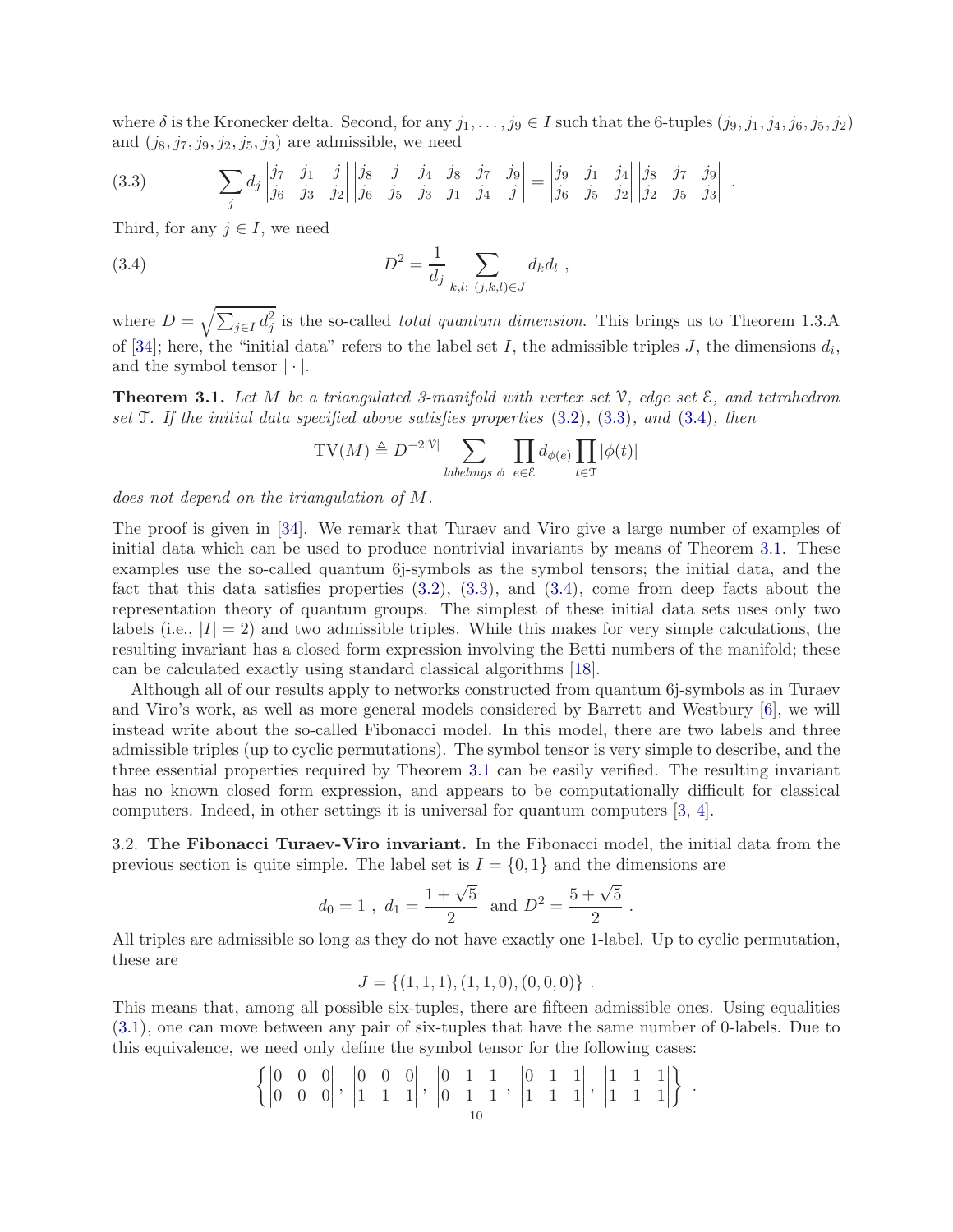where $\delta$ is the Kronecker delta. Second, for any $j_1, \ldots, j_9 \in I$ such that the 6-tuples $(j_9, j_1, j_4, j_6, j_5, j_2)$ and $(j_8, j_7, j_9, j_2, j_5, j_3)$ are admissible, we need

$$\sum_j d_j \begin{vmatrix} j_7 & j_1 & j \\ j_6 & j_3 & j_2 \end{vmatrix} \begin{vmatrix} j_8 & j & j_4 \\ j_6 & j_5 & j_3 \end{vmatrix} \begin{vmatrix} j_8 & j_7 & j_9 \\ j_1 & j_4 & j \end{vmatrix} = \begin{vmatrix} j_9 & j_1 & j_4 \\ j_6 & j_5 & j_2 \end{vmatrix} \begin{vmatrix} j_8 & j_7 & j_9 \\ j_2 & j_5 & j_3 \end{vmatrix} . \tag{3.3}$$

Third, for any $j \in I$, we need

$$D^2 = \frac{1}{d_j} \sum_{k,l:\ (j,k,l) \in J} d_k d_l \ , \tag{3.4}$$

where $D = \sqrt{\sum_{j \in I} d_j^2}$ is the so-called *total quantum dimension*. This brings us to Theorem 1.3.A of [34]; here, the "initial data" refers to the label set $I$, the admissible triples $J$, the dimensions $d_i$, and the symbol tensor $|\cdot|$.

**Theorem 3.1.** *Let $M$ be a triangulated 3-manifold with vertex set $\mathcal{V}$, edge set $\mathcal{E}$, and tetrahedron set $\mathcal{T}$. If the initial data specified above satisfies properties (3.2), (3.3), and (3.4), then*

$$\mathrm{TV}(M) \triangleq D^{-2|\mathcal{V}|} \sum_{\text{labelings } \phi} \prod_{e \in \mathcal{E}} d_{\phi(e)} \prod_{t \in \mathcal{T}} |\phi(t)|$$

*does not depend on the triangulation of $M$.*

The proof is given in [34]. We remark that Turaev and Viro give a large number of examples of initial data which can be used to produce nontrivial invariants by means of Theorem 3.1. These examples use the so-called quantum 6j-symbols as the symbol tensors; the initial data, and the fact that this data satisfies properties (3.2), (3.3), and (3.4), come from deep facts about the representation theory of quantum groups. The simplest of these initial data sets uses only two labels (i.e., $|I| = 2$) and two admissible triples. While this makes for very simple calculations, the resulting invariant has a closed form expression involving the Betti numbers of the manifold; these can be calculated exactly using standard classical algorithms [18].

Although all of our results apply to networks constructed from quantum 6j-symbols as in Turaev and Viro's work, as well as more general models considered by Barrett and Westbury [6], we will instead write about the so-called Fibonacci model. In this model, there are two labels and three admissible triples (up to cyclic permutations). The symbol tensor is very simple to describe, and the three essential properties required by Theorem 3.1 can be easily verified. The resulting invariant has no known closed form expression, and appears to be computationally difficult for classical computers. Indeed, in other settings it is universal for quantum computers [3, 4].

### 3.2. The Fibonacci Turaev-Viro invariant.

In the Fibonacci model, the initial data from the previous section is quite simple. The label set is $I = \{0, 1\}$ and the dimensions are

$$d_0 = 1 \ , \ d_1 = \frac{1 + \sqrt{5}}{2} \ \text{ and } D^2 = \frac{5 + \sqrt{5}}{2} \ .$$

All triples are admissible so long as they do not have exactly one 1-label. Up to cyclic permutation, these are

$$J = \{(1,1,1), (1,1,0), (0,0,0)\} \ .$$

This means that, among all possible six-tuples, there are fifteen admissible ones. Using equalities (3.1), one can move between any pair of six-tuples that have the same number of 0-labels. Due to this equivalence, we need only define the symbol tensor for the following cases:

$$\left\{ \begin{vmatrix} 0 & 0 & 0 \\ 0 & 0 & 0 \end{vmatrix}, \begin{vmatrix} 0 & 0 & 0 \\ 1 & 1 & 1 \end{vmatrix}, \begin{vmatrix} 0 & 1 & 1 \\ 0 & 1 & 1 \end{vmatrix}, \begin{vmatrix} 0 & 1 & 1 \\ 1 & 1 & 1 \end{vmatrix}, \begin{vmatrix} 1 & 1 & 1 \\ 1 & 1 & 1 \end{vmatrix} \right\} .$$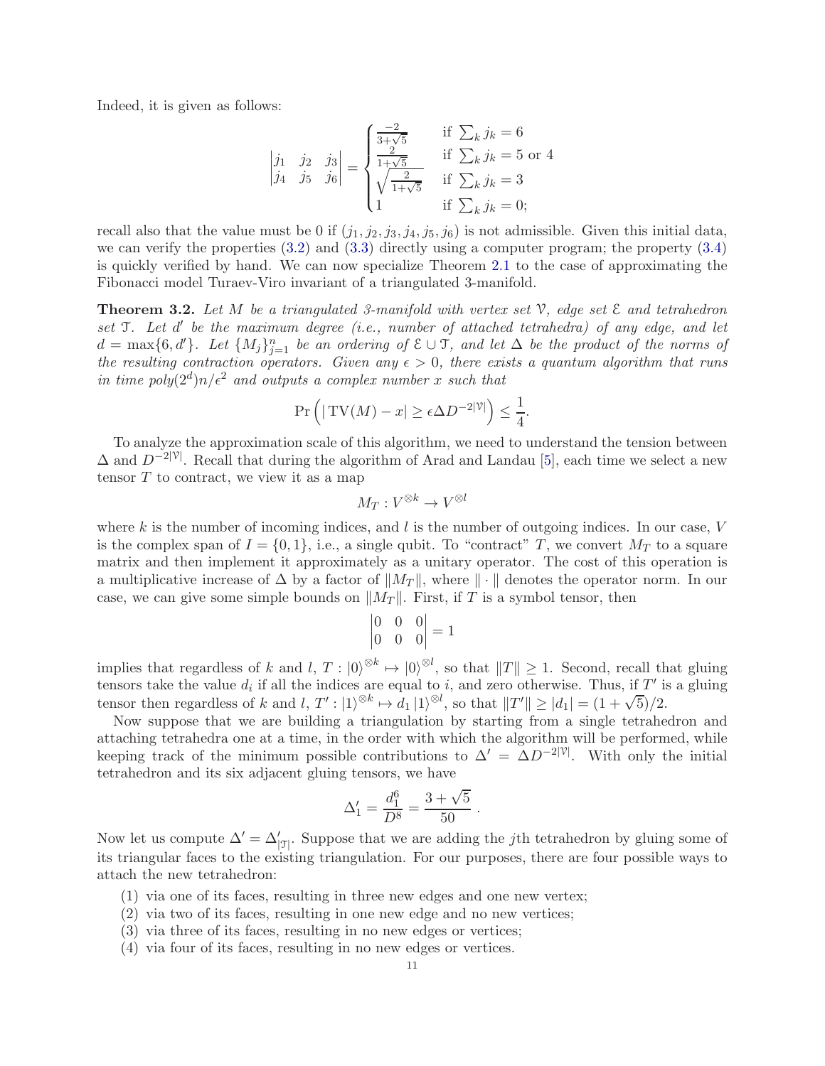Indeed, it is given as follows:

$$\begin{vmatrix} j_1 & j_2 & j_3 \\ j_4 & j_5 & j_6 \end{vmatrix} = \begin{cases} \frac{-2}{3+\sqrt{5}} & \text{if } \sum_k j_k = 6 \\ \frac{2}{1+\sqrt{5}} & \text{if } \sum_k j_k = 5 \text{ or } 4 \\ \sqrt{\frac{2}{1+\sqrt{5}}} & \text{if } \sum_k j_k = 3 \\ 1 & \text{if } \sum_k j_k = 0; \end{cases}$$

recall also that the value must be 0 if $(j_1, j_2, j_3, j_4, j_5, j_6)$ is not admissible. Given this initial data, we can verify the properties (3.2) and (3.3) directly using a computer program; the property (3.4) is quickly verified by hand. We can now specialize Theorem 2.1 to the case of approximating the Fibonacci model Turaev-Viro invariant of a triangulated 3-manifold.

**Theorem 3.2.** *Let $M$ be a triangulated 3-manifold with vertex set $\mathcal{V}$, edge set $\mathcal{E}$ and tetrahedron set $\mathcal{T}$. Let $d'$ be the maximum degree (i.e., number of attached tetrahedra) of any edge, and let $d = \max\{6, d'\}$. Let $\{M_j\}_{j=1}^n$ be an ordering of $\mathcal{E} \cup \mathcal{T}$, and let $\Delta$ be the product of the norms of the resulting contraction operators. Given any $\epsilon > 0$, there exists a quantum algorithm that runs in time poly$(2^d)n/\epsilon^2$ and outputs a complex number $x$ such that*

$$\Pr\left(|\operatorname{TV}(M) - x| \geq \epsilon \Delta D^{-2|\mathcal{V}|}\right) \leq \frac{1}{4}.$$

To analyze the approximation scale of this algorithm, we need to understand the tension between $\Delta$ and $D^{-2|\mathcal{V}|}$. Recall that during the algorithm of Arad and Landau [5], each time we select a new tensor $T$ to contract, we view it as a map

$$M_T : V^{\otimes k} \to V^{\otimes l}$$

where $k$ is the number of incoming indices, and $l$ is the number of outgoing indices. In our case, $V$ is the complex span of $I = \{0, 1\}$, i.e., a single qubit. To "contract" $T$, we convert $M_T$ to a square matrix and then implement it approximately as a unitary operator. The cost of this operation is a multiplicative increase of $\Delta$ by a factor of $\|M_T\|$, where $\|\cdot\|$ denotes the operator norm. In our case, we can give some simple bounds on $\|M_T\|$. First, if $T$ is a symbol tensor, then

$$\begin{vmatrix} 0 & 0 & 0 \\ 0 & 0 & 0 \end{vmatrix} = 1$$

implies that regardless of $k$ and $l$, $T : |0\rangle^{\otimes k} \mapsto |0\rangle^{\otimes l}$, so that $\|T\| \geq 1$. Second, recall that gluing tensors take the value $d_i$ if all the indices are equal to $i$, and zero otherwise. Thus, if $T'$ is a gluing tensor then regardless of $k$ and $l$, $T' : |1\rangle^{\otimes k} \mapsto d_1 |1\rangle^{\otimes l}$, so that $\|T'\| \geq |d_1| = (1+\sqrt{5})/2$.

Now suppose that we are building a triangulation by starting from a single tetrahedron and attaching tetrahedra one at a time, in the order with which the algorithm will be performed, while keeping track of the minimum possible contributions to $\Delta' = \Delta D^{-2|\mathcal{V}|}$. With only the initial tetrahedron and its six adjacent gluing tensors, we have

$$\Delta'_1 = \frac{d_1^6}{D^8} = \frac{3+\sqrt{5}}{50}\ .$$

Now let us compute $\Delta' = \Delta'_{|\mathcal{T}|}$. Suppose that we are adding the $j$th tetrahedron by gluing some of its triangular faces to the existing triangulation. For our purposes, there are four possible ways to attach the new tetrahedron:

1. via one of its faces, resulting in three new edges and one new vertex;
2. via two of its faces, resulting in one new edge and no new vertices;
3. via three of its faces, resulting in no new edges or vertices;
4. via four of its faces, resulting in no new edges or vertices.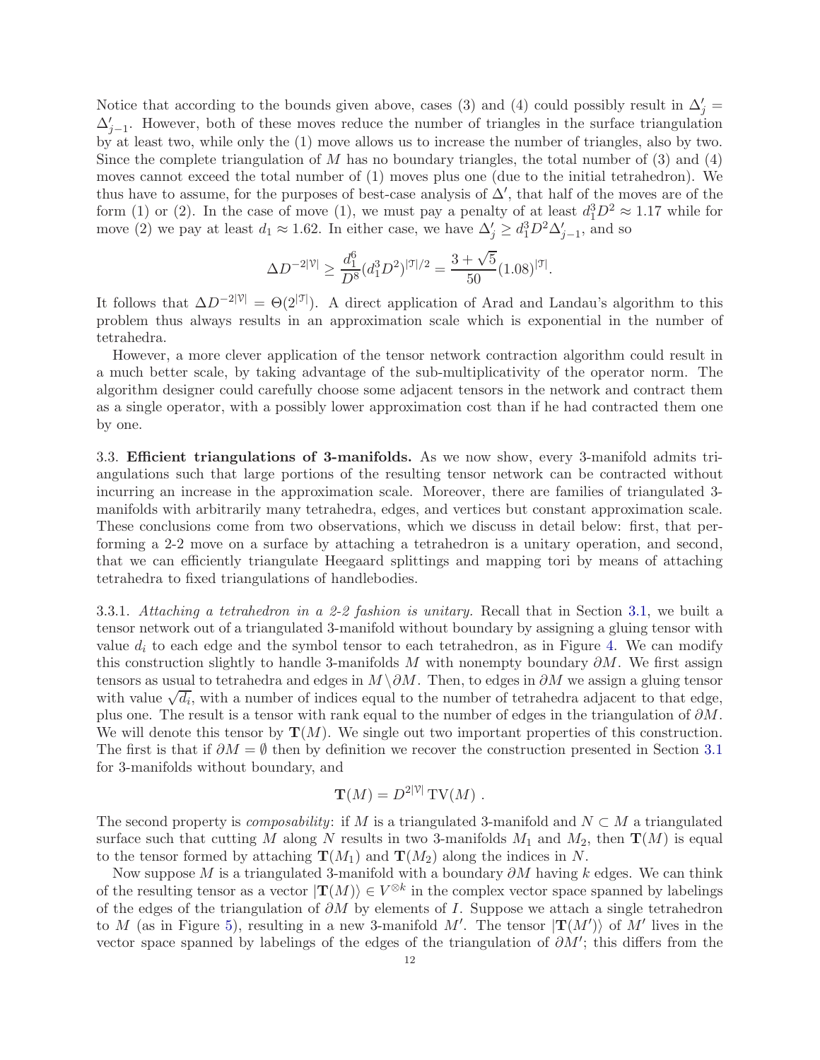Notice that according to the bounds given above, cases (3) and (4) could possibly result in $\Delta'_j = \Delta'_{j-1}$. However, both of these moves reduce the number of triangles in the surface triangulation by at least two, while only the (1) move allows us to increase the number of triangles, also by two. Since the complete triangulation of $M$ has no boundary triangles, the total number of (3) and (4) moves cannot exceed the total number of (1) moves plus one (due to the initial tetrahedron). We thus have to assume, for the purposes of best-case analysis of $\Delta'$, that half of the moves are of the form (1) or (2). In the case of move (1), we must pay a penalty of at least $d_1^3 D^2 \approx 1.17$ while for move (2) we pay at least $d_1 \approx 1.62$. In either case, we have $\Delta'_j \geq d_1^3 D^2 \Delta'_{j-1}$, and so

$$\Delta D^{-2|\mathcal{V}|} \geq \frac{d_1^6}{D^8}(d_1^3 D^2)^{|\mathcal{T}|/2} = \frac{3+\sqrt{5}}{50}(1.08)^{|\mathcal{T}|}.$$

It follows that $\Delta D^{-2|\mathcal{V}|} = \Theta(2^{|\mathcal{T}|})$. A direct application of Arad and Landau's algorithm to this problem thus always results in an approximation scale which is exponential in the number of tetrahedra.

However, a more clever application of the tensor network contraction algorithm could result in a much better scale, by taking advantage of the sub-multiplicativity of the operator norm. The algorithm designer could carefully choose some adjacent tensors in the network and contract them as a single operator, with a possibly lower approximation cost than if he had contracted them one by one.

3.3. **Efficient triangulations of 3-manifolds.** As we now show, every 3-manifold admits triangulations such that large portions of the resulting tensor network can be contracted without incurring an increase in the approximation scale. Moreover, there are families of triangulated 3-manifolds with arbitrarily many tetrahedra, edges, and vertices but constant approximation scale. These conclusions come from two observations, which we discuss in detail below: first, that performing a 2-2 move on a surface by attaching a tetrahedron is a unitary operation, and second, that we can efficiently triangulate Heegaard splittings and mapping tori by means of attaching tetrahedra to fixed triangulations of handlebodies.

3.3.1. *Attaching a tetrahedron in a 2-2 fashion is unitary.* Recall that in Section 3.1, we built a tensor network out of a triangulated 3-manifold without boundary by assigning a gluing tensor with value $d_i$ to each edge and the symbol tensor to each tetrahedron, as in Figure 4. We can modify this construction slightly to handle 3-manifolds $M$ with nonempty boundary $\partial M$. We first assign tensors as usual to tetrahedra and edges in $M \setminus \partial M$. Then, to edges in $\partial M$ we assign a gluing tensor with value $\sqrt{d_i}$, with a number of indices equal to the number of tetrahedra adjacent to that edge, plus one. The result is a tensor with rank equal to the number of edges in the triangulation of $\partial M$. We will denote this tensor by $\mathbf{T}(M)$. We single out two important properties of this construction. The first is that if $\partial M = \emptyset$ then by definition we recover the construction presented in Section 3.1 for 3-manifolds without boundary, and

$$\mathbf{T}(M) = D^{2|\mathcal{V}|}\,\mathrm{TV}(M)\ .$$

The second property is *composability*: if $M$ is a triangulated 3-manifold and $N \subset M$ a triangulated surface such that cutting $M$ along $N$ results in two 3-manifolds $M_1$ and $M_2$, then $\mathbf{T}(M)$ is equal to the tensor formed by attaching $\mathbf{T}(M_1)$ and $\mathbf{T}(M_2)$ along the indices in $N$.

Now suppose $M$ is a triangulated 3-manifold with a boundary $\partial M$ having $k$ edges. We can think of the resulting tensor as a vector $|\mathbf{T}(M)\rangle \in V^{\otimes k}$ in the complex vector space spanned by labelings of the edges of the triangulation of $\partial M$ by elements of $I$. Suppose we attach a single tetrahedron to $M$ (as in Figure 5), resulting in a new 3-manifold $M'$. The tensor $|\mathbf{T}(M')\rangle$ of $M'$ lives in the vector space spanned by labelings of the edges of the triangulation of $\partial M'$; this differs from the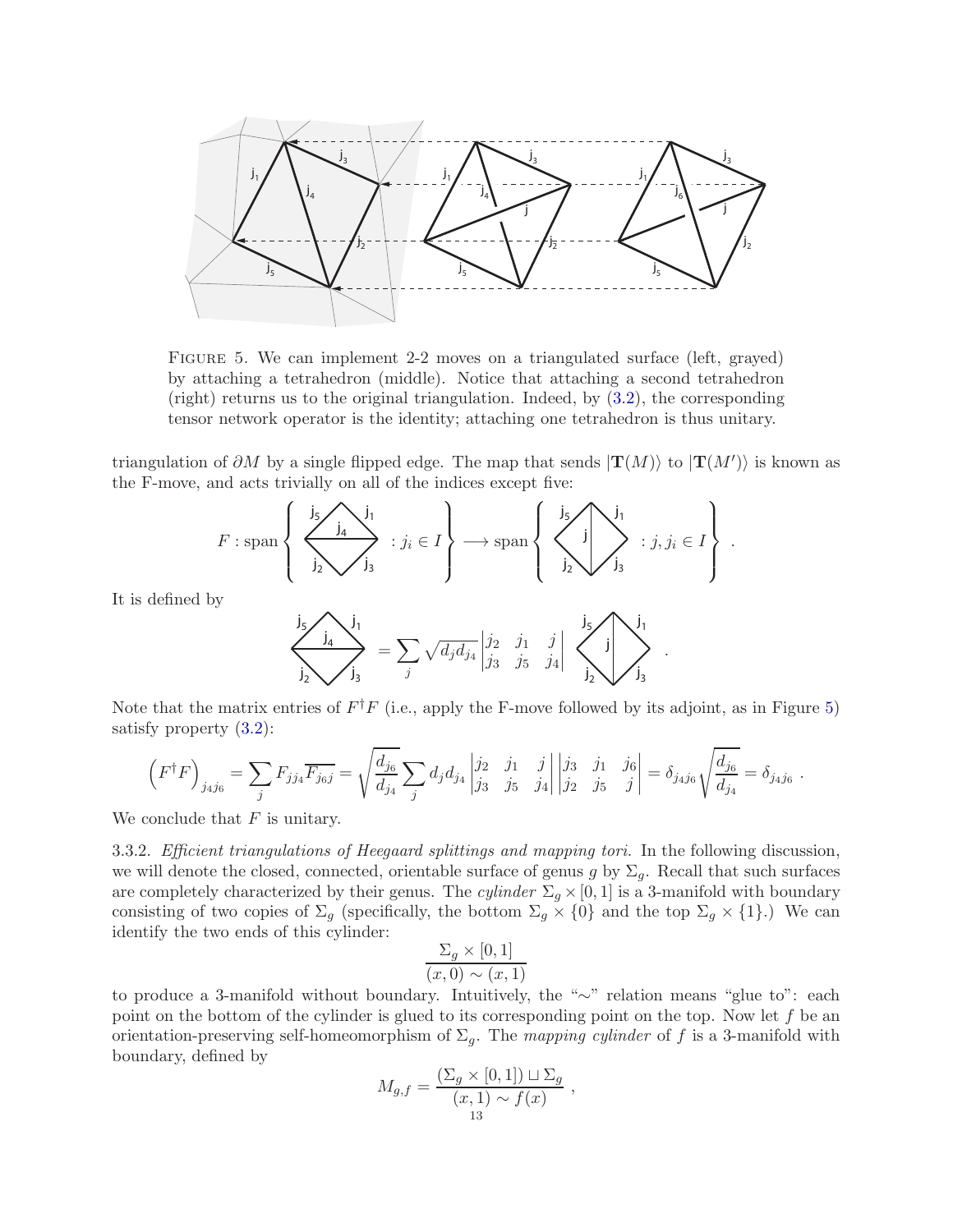FIGURE 5. We can implement 2-2 moves on a triangulated surface (left, grayed) by attaching a tetrahedron (middle). Notice that attaching a second tetrahedron (right) returns us to the original triangulation. Indeed, by (3.2), the corresponding tensor network operator is the identity; attaching one tetrahedron is thus unitary.

triangulation of $\partial M$ by a single flipped edge. The map that sends $|\mathbf{T}(M)\rangle$ to $|\mathbf{T}(M')\rangle$ is known as the F-move, and acts trivially on all of the indices except five:

$$F : \mathrm{span}\left\{ \text{[diagram } j_5, j_1, j_4, j_2, j_3] : j_i \in I \right\} \longrightarrow \mathrm{span}\left\{ \text{[diagram } j_5, j_1, j, j_2, j_3] : j, j_i \in I \right\} .$$

It is defined by

$$\text{[diagram } j_5, j_1, j_4, j_2, j_3] = \sum_j \sqrt{d_j d_{j_4}} \begin{vmatrix} j_2 & j_1 & j \\ j_3 & j_5 & j_4 \end{vmatrix} \text{[diagram } j_5, j_1, j, j_2, j_3] .$$

Note that the matrix entries of $F^\dagger F$ (i.e., apply the F-move followed by its adjoint, as in Figure 5) satisfy property (3.2):

$$\left(F^\dagger F\right)_{j_4 j_6} = \sum_j F_{j j_4} \overline{F_{j_6 j}} = \sqrt{\frac{d_{j_6}}{d_{j_4}}} \sum_j d_j d_{j_4} \begin{vmatrix} j_2 & j_1 & j \\ j_3 & j_5 & j_4 \end{vmatrix} \begin{vmatrix} j_3 & j_1 & j_6 \\ j_2 & j_5 & j \end{vmatrix} = \delta_{j_4 j_6} \sqrt{\frac{d_{j_6}}{d_{j_4}}} = \delta_{j_4 j_6} .$$

We conclude that $F$ is unitary.

3.3.2. *Efficient triangulations of Heegaard splittings and mapping tori.* In the following discussion, we will denote the closed, connected, orientable surface of genus $g$ by $\Sigma_g$. Recall that such surfaces are completely characterized by their genus. The *cylinder* $\Sigma_g \times [0, 1]$ is a 3-manifold with boundary consisting of two copies of $\Sigma_g$ (specifically, the bottom $\Sigma_g \times \{0\}$ and the top $\Sigma_g \times \{1\}$.) We can identify the two ends of this cylinder:

$$\frac{\Sigma_g \times [0,1]}{(x, 0) \sim (x, 1)}$$

to produce a 3-manifold without boundary. Intuitively, the "$\sim$" relation means "glue to": each point on the bottom of the cylinder is glued to its corresponding point on the top. Now let $f$ be an orientation-preserving self-homeomorphism of $\Sigma_g$. The *mapping cylinder* of $f$ is a 3-manifold with boundary, defined by

$$M_{g,f} = \frac{(\Sigma_g \times [0,1]) \sqcup \Sigma_g}{(x, 1) \sim f(x)} ,$$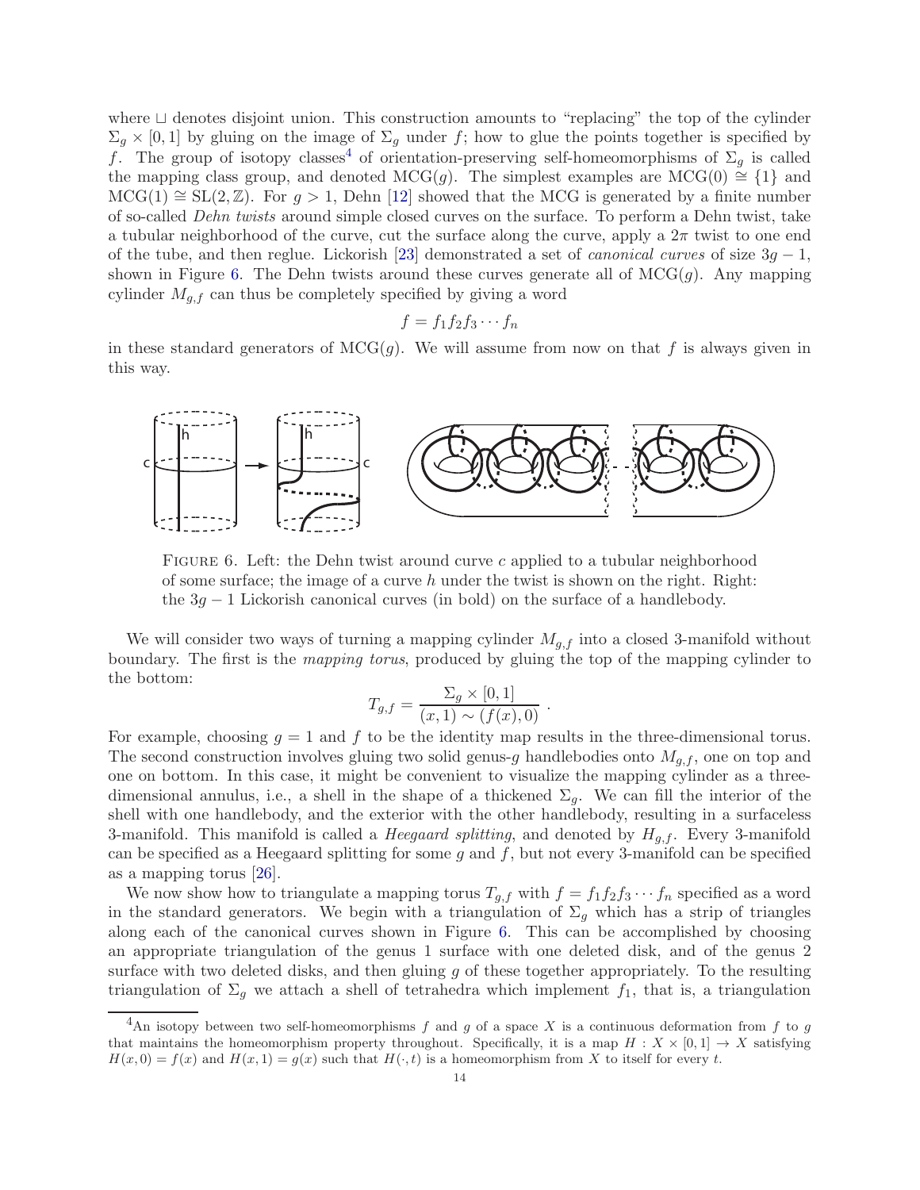where $\sqcup$ denotes disjoint union. This construction amounts to "replacing" the top of the cylinder $\Sigma_g \times [0,1]$ by gluing on the image of $\Sigma_g$ under $f$; how to glue the points together is specified by $f$. The group of isotopy classes[4] of orientation-preserving self-homeomorphisms of $\Sigma_g$ is called the mapping class group, and denoted $\mathrm{MCG}(g)$. The simplest examples are $\mathrm{MCG}(0) \cong \{1\}$ and $\mathrm{MCG}(1) \cong \mathrm{SL}(2,\mathbb{Z})$. For $g > 1$, Dehn [12] showed that the MCG is generated by a finite number of so-called *Dehn twists* around simple closed curves on the surface. To perform a Dehn twist, take a tubular neighborhood of the curve, cut the surface along the curve, apply a $2\pi$ twist to one end of the tube, and then reglue. Lickorish [23] demonstrated a set of *canonical curves* of size $3g-1$, shown in Figure 6. The Dehn twists around these curves generate all of $\mathrm{MCG}(g)$. Any mapping cylinder $M_{g,f}$ can thus be completely specified by giving a word

$$f = f_1 f_2 f_3 \cdots f_n$$

in these standard generators of $\mathrm{MCG}(g)$. We will assume from now on that $f$ is always given in this way.

FIGURE 6. Left: the Dehn twist around curve $c$ applied to a tubular neighborhood of some surface; the image of a curve $h$ under the twist is shown on the right. Right: the $3g-1$ Lickorish canonical curves (in bold) on the surface of a handlebody.

We will consider two ways of turning a mapping cylinder $M_{g,f}$ into a closed 3-manifold without boundary. The first is the *mapping torus*, produced by gluing the top of the mapping cylinder to the bottom:

$$T_{g,f} = \frac{\Sigma_g \times [0,1]}{(x,1) \sim (f(x),0)} \ .$$

For example, choosing $g = 1$ and $f$ to be the identity map results in the three-dimensional torus. The second construction involves gluing two solid genus-$g$ handlebodies onto $M_{g,f}$, one on top and one on bottom. In this case, it might be convenient to visualize the mapping cylinder as a three-dimensional annulus, i.e., a shell in the shape of a thickened $\Sigma_g$. We can fill the interior of the shell with one handlebody, and the exterior with the other handlebody, resulting in a surfaceless 3-manifold. This manifold is called a *Heegaard splitting*, and denoted by $H_{g,f}$. Every 3-manifold can be specified as a Heegaard splitting for some $g$ and $f$, but not every 3-manifold can be specified as a mapping torus [26].

We now show how to triangulate a mapping torus $T_{g,f}$ with $f = f_1 f_2 f_3 \cdots f_n$ specified as a word in the standard generators. We begin with a triangulation of $\Sigma_g$ which has a strip of triangles along each of the canonical curves shown in Figure 6. This can be accomplished by choosing an appropriate triangulation of the genus 1 surface with one deleted disk, and of the genus 2 surface with two deleted disks, and then gluing $g$ of these together appropriately. To the resulting triangulation of $\Sigma_g$ we attach a shell of tetrahedra which implement $f_1$, that is, a triangulation

[4] An isotopy between two self-homeomorphisms $f$ and $g$ of a space $X$ is a continuous deformation from $f$ to $g$ that maintains the homeomorphism property throughout. Specifically, it is a map $H : X \times [0,1] \to X$ satisfying $H(x,0) = f(x)$ and $H(x,1) = g(x)$ such that $H(\cdot,t)$ is a homeomorphism from $X$ to itself for every $t$.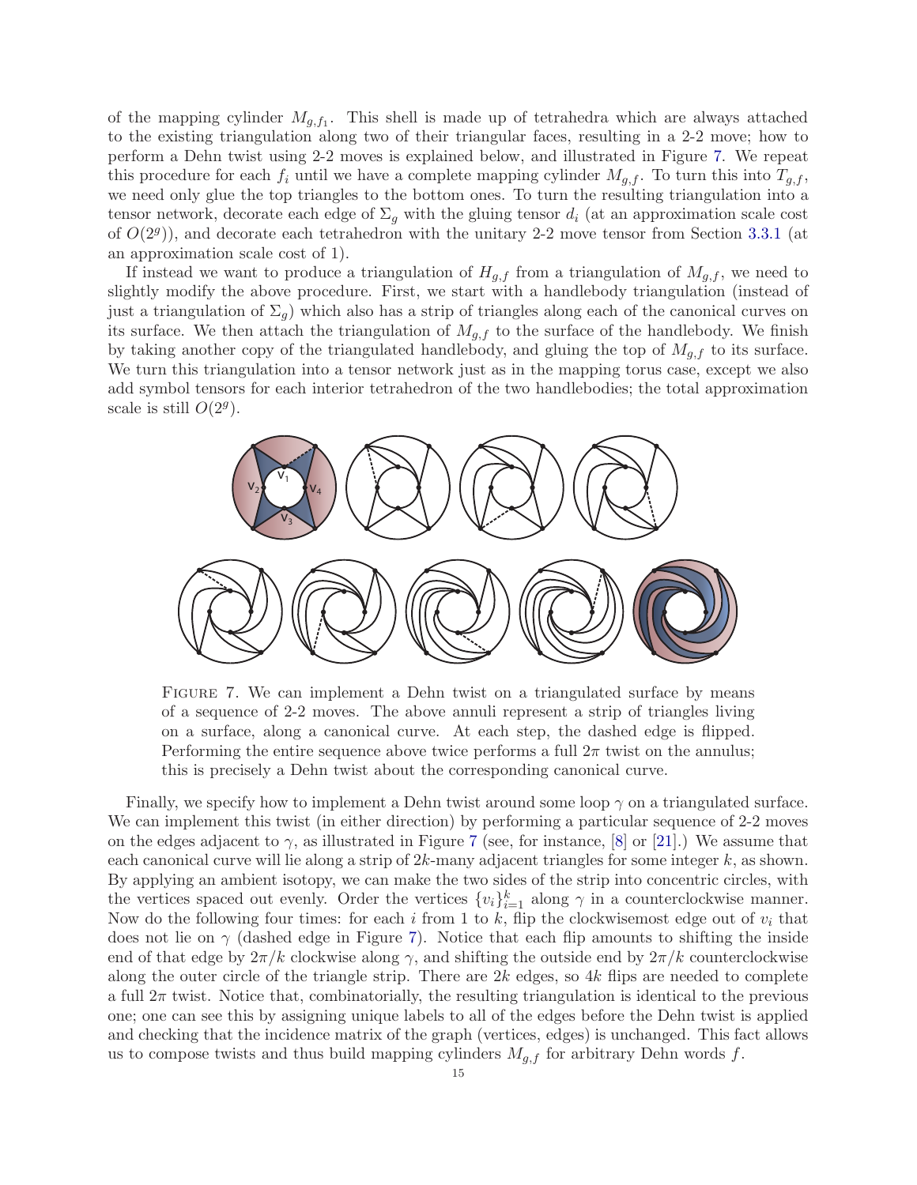of the mapping cylinder $M_{g,f_1}$. This shell is made up of tetrahedra which are always attached to the existing triangulation along two of their triangular faces, resulting in a 2-2 move; how to perform a Dehn twist using 2-2 moves is explained below, and illustrated in Figure 7. We repeat this procedure for each $f_i$ until we have a complete mapping cylinder $M_{g,f}$. To turn this into $T_{g,f}$, we need only glue the top triangles to the bottom ones. To turn the resulting triangulation into a tensor network, decorate each edge of $\Sigma_g$ with the gluing tensor $d_i$ (at an approximation scale cost of $O(2^g)$), and decorate each tetrahedron with the unitary 2-2 move tensor from Section 3.3.1 (at an approximation scale cost of 1).

If instead we want to produce a triangulation of $H_{g,f}$ from a triangulation of $M_{g,f}$, we need to slightly modify the above procedure. First, we start with a handlebody triangulation (instead of just a triangulation of $\Sigma_g$) which also has a strip of triangles along each of the canonical curves on its surface. We then attach the triangulation of $M_{g,f}$ to the surface of the handlebody. We finish by taking another copy of the triangulated handlebody, and gluing the top of $M_{g,f}$ to its surface. We turn this triangulation into a tensor network just as in the mapping torus case, except we also add symbol tensors for each interior tetrahedron of the two handlebodies; the total approximation scale is still $O(2^g)$.

FIGURE 7. We can implement a Dehn twist on a triangulated surface by means of a sequence of 2-2 moves. The above annuli represent a strip of triangles living on a surface, along a canonical curve. At each step, the dashed edge is flipped. Performing the entire sequence above twice performs a full $2\pi$ twist on the annulus; this is precisely a Dehn twist about the corresponding canonical curve.

Finally, we specify how to implement a Dehn twist around some loop $\gamma$ on a triangulated surface. We can implement this twist (in either direction) by performing a particular sequence of 2-2 moves on the edges adjacent to $\gamma$, as illustrated in Figure 7 (see, for instance, [8] or [21].) We assume that each canonical curve will lie along a strip of $2k$-many adjacent triangles for some integer $k$, as shown. By applying an ambient isotopy, we can make the two sides of the strip into concentric circles, with the vertices spaced out evenly. Order the vertices $\{v_i\}_{i=1}^k$ along $\gamma$ in a counterclockwise manner. Now do the following four times: for each $i$ from 1 to $k$, flip the clockwisemost edge out of $v_i$ that does not lie on $\gamma$ (dashed edge in Figure 7). Notice that each flip amounts to shifting the inside end of that edge by $2\pi/k$ clockwise along $\gamma$, and shifting the outside end by $2\pi/k$ counterclockwise along the outer circle of the triangle strip. There are $2k$ edges, so $4k$ flips are needed to complete a full $2\pi$ twist. Notice that, combinatorially, the resulting triangulation is identical to the previous one; one can see this by assigning unique labels to all of the edges before the Dehn twist is applied and checking that the incidence matrix of the graph (vertices, edges) is unchanged. This fact allows us to compose twists and thus build mapping cylinders $M_{g,f}$ for arbitrary Dehn words $f$.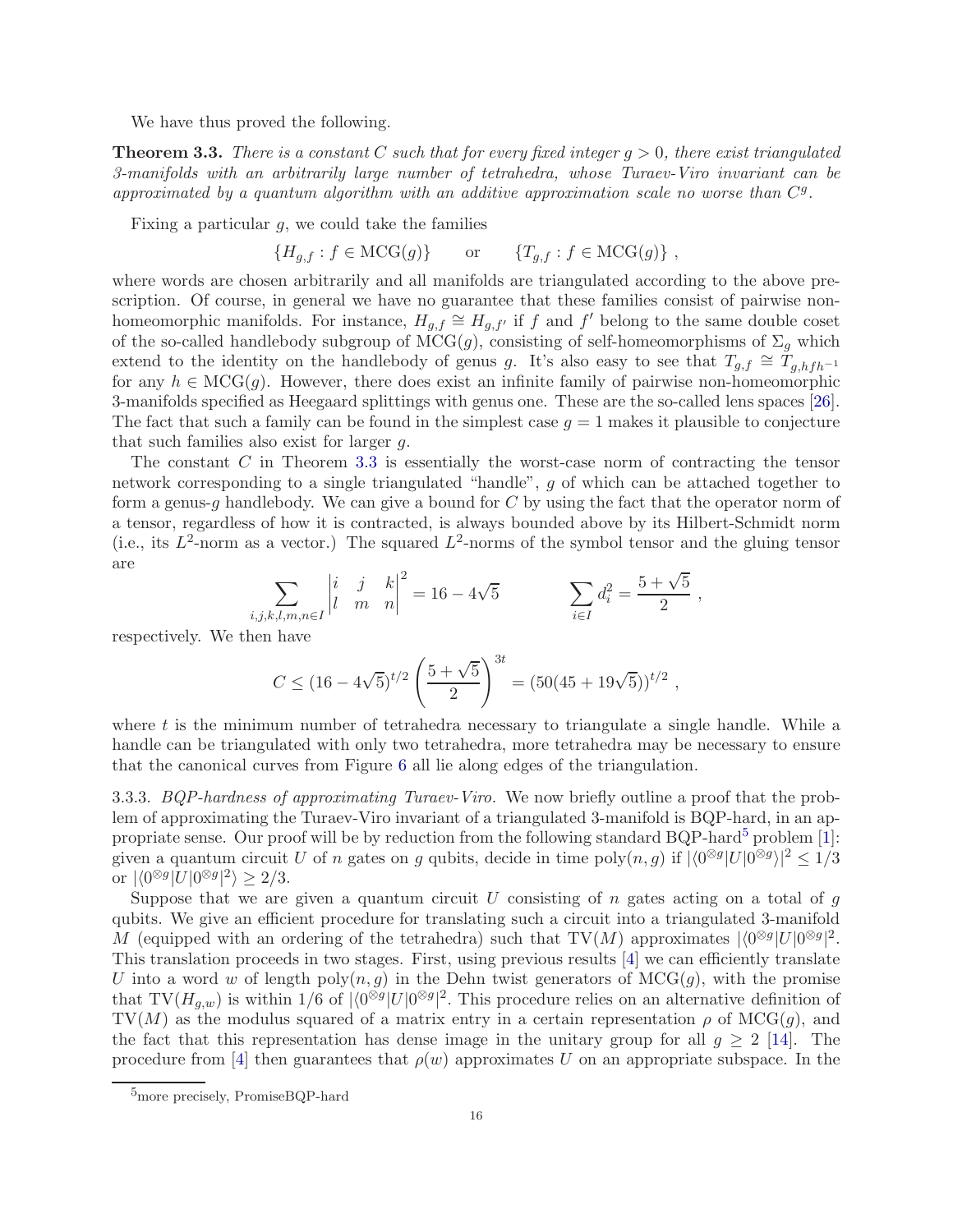We have thus proved the following.

**Theorem 3.3.** *There is a constant $C$ such that for every fixed integer $g > 0$, there exist triangulated 3-manifolds with an arbitrarily large number of tetrahedra, whose Turaev-Viro invariant can be approximated by a quantum algorithm with an additive approximation scale no worse than $C^g$.*

Fixing a particular $g$, we could take the families

$$\{H_{g,f} : f \in \mathrm{MCG}(g)\} \qquad \text{or} \qquad \{T_{g,f} : f \in \mathrm{MCG}(g)\} ,$$

where words are chosen arbitrarily and all manifolds are triangulated according to the above prescription. Of course, in general we have no guarantee that these families consist of pairwise non-homeomorphic manifolds. For instance, $H_{g,f} \cong H_{g,f'}$ if $f$ and $f'$ belong to the same double coset of the so-called handlebody subgroup of $\mathrm{MCG}(g)$, consisting of self-homeomorphisms of $\Sigma_g$ which extend to the identity on the handlebody of genus $g$. It's also easy to see that $T_{g,f} \cong T_{g,hfh^{-1}}$ for any $h \in \mathrm{MCG}(g)$. However, there does exist an infinite family of pairwise non-homeomorphic 3-manifolds specified as Heegaard splittings with genus one. These are the so-called lens spaces [26]. The fact that such a family can be found in the simplest case $g = 1$ makes it plausible to conjecture that such families also exist for larger $g$.

The constant $C$ in Theorem 3.3 is essentially the worst-case norm of contracting the tensor network corresponding to a single triangulated "handle", $g$ of which can be attached together to form a genus-$g$ handlebody. We can give a bound for $C$ by using the fact that the operator norm of a tensor, regardless of how it is contracted, is always bounded above by its Hilbert-Schmidt norm (i.e., its $L^2$-norm as a vector.) The squared $L^2$-norms of the symbol tensor and the gluing tensor are

$$\sum_{i,j,k,l,m,n \in I} \begin{vmatrix} i & j & k \\ l & m & n \end{vmatrix}^2 = 16 - 4\sqrt{5} \qquad\qquad \sum_{i \in I} d_i^2 = \frac{5+\sqrt{5}}{2} ,$$

respectively. We then have

$$C \leq (16 - 4\sqrt{5})^{t/2} \left(\frac{5+\sqrt{5}}{2}\right)^{3t} = (50(45 + 19\sqrt{5}))^{t/2} ,$$

where $t$ is the minimum number of tetrahedra necessary to triangulate a single handle. While a handle can be triangulated with only two tetrahedra, more tetrahedra may be necessary to ensure that the canonical curves from Figure 6 all lie along edges of the triangulation.

3.3.3. *BQP-hardness of approximating Turaev-Viro.* We now briefly outline a proof that the problem of approximating the Turaev-Viro invariant of a triangulated 3-manifold is BQP-hard, in an appropriate sense. Our proof will be by reduction from the following standard BQP-hard[5] problem [1]: given a quantum circuit $U$ of $n$ gates on $g$ qubits, decide in time $\mathrm{poly}(n, g)$ if $|\langle 0^{\otimes g}|U|0^{\otimes g}\rangle|^2 \leq 1/3$ or $|\langle 0^{\otimes g}|U|0^{\otimes g}|^2\rangle \geq 2/3$.

Suppose that we are given a quantum circuit $U$ consisting of $n$ gates acting on a total of $g$ qubits. We give an efficient procedure for translating such a circuit into a triangulated 3-manifold $M$ (equipped with an ordering of the tetrahedra) such that $\mathrm{TV}(M)$ approximates $|\langle 0^{\otimes g}|U|0^{\otimes g}|^2$. This translation proceeds in two stages. First, using previous results [4] we can efficiently translate $U$ into a word $w$ of length $\mathrm{poly}(n, g)$ in the Dehn twist generators of $\mathrm{MCG}(g)$, with the promise that $\mathrm{TV}(H_{g,w})$ is within $1/6$ of $|\langle 0^{\otimes g}|U|0^{\otimes g}|^2$. This procedure relies on an alternative definition of $\mathrm{TV}(M)$ as the modulus squared of a matrix entry in a certain representation $\rho$ of $\mathrm{MCG}(g)$, and the fact that this representation has dense image in the unitary group for all $g \geq 2$ [14]. The procedure from [4] then guarantees that $\rho(w)$ approximates $U$ on an appropriate subspace. In the

[5] more precisely, PromiseBQP-hard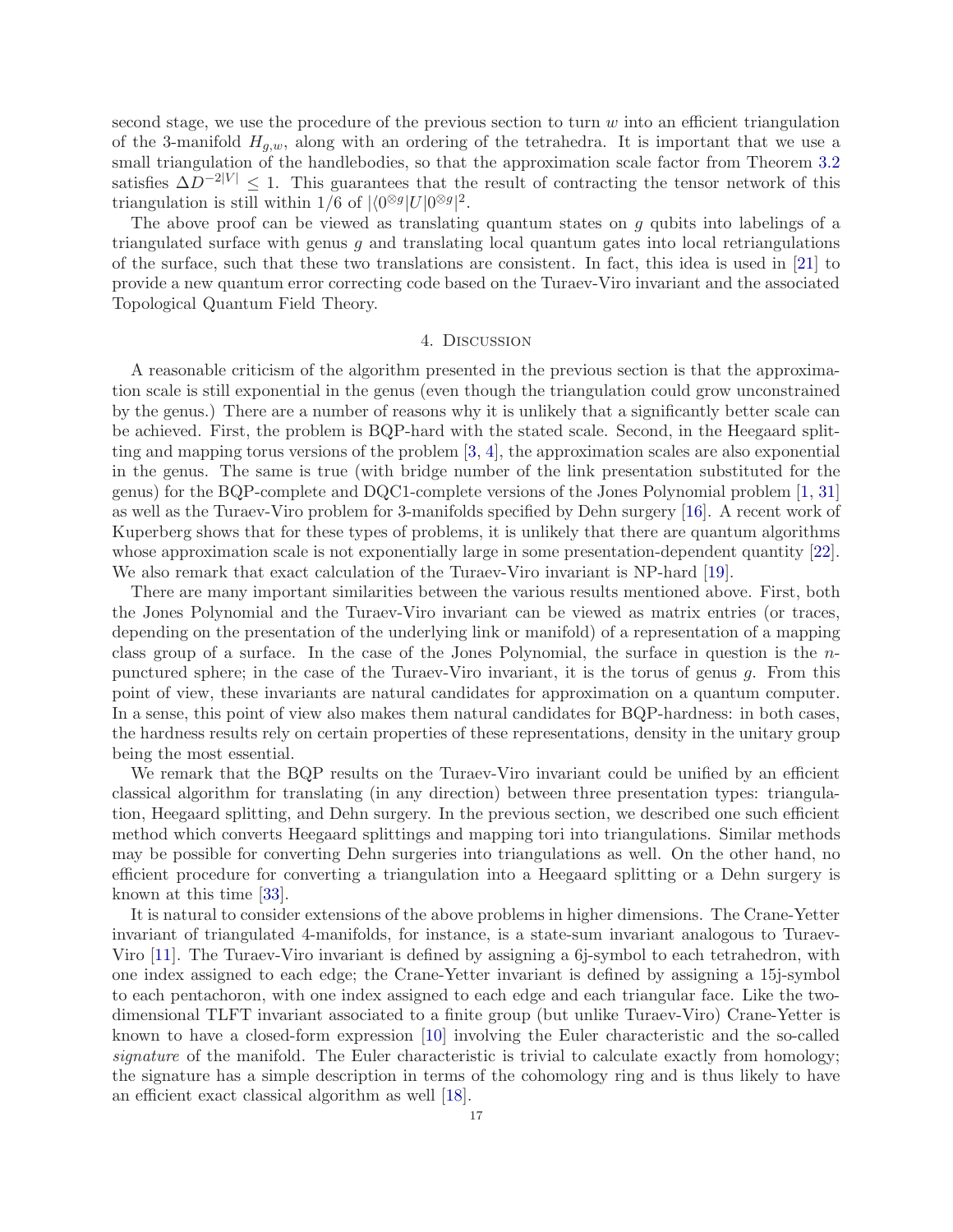second stage, we use the procedure of the previous section to turn $w$ into an efficient triangulation of the 3-manifold $H_{g,w}$, along with an ordering of the tetrahedra. It is important that we use a small triangulation of the handlebodies, so that the approximation scale factor from Theorem 3.2 satisfies $\Delta D^{-2|V|} \leq 1$. This guarantees that the result of contracting the tensor network of this triangulation is still within 1/6 of $|\langle 0^{\otimes g}|U|0^{\otimes g}|^2$.

The above proof can be viewed as translating quantum states on $g$ qubits into labelings of a triangulated surface with genus $g$ and translating local quantum gates into local retriangulations of the surface, such that these two translations are consistent. In fact, this idea is used in [21] to provide a new quantum error correcting code based on the Turaev-Viro invariant and the associated Topological Quantum Field Theory.

## 4. Discussion

A reasonable criticism of the algorithm presented in the previous section is that the approximation scale is still exponential in the genus (even though the triangulation could grow unconstrained by the genus.) There are a number of reasons why it is unlikely that a significantly better scale can be achieved. First, the problem is BQP-hard with the stated scale. Second, in the Heegaard splitting and mapping torus versions of the problem [3, 4], the approximation scales are also exponential in the genus. The same is true (with bridge number of the link presentation substituted for the genus) for the BQP-complete and DQC1-complete versions of the Jones Polynomial problem [1, 31] as well as the Turaev-Viro problem for 3-manifolds specified by Dehn surgery [16]. A recent work of Kuperberg shows that for these types of problems, it is unlikely that there are quantum algorithms whose approximation scale is not exponentially large in some presentation-dependent quantity [22]. We also remark that exact calculation of the Turaev-Viro invariant is NP-hard [19].

There are many important similarities between the various results mentioned above. First, both the Jones Polynomial and the Turaev-Viro invariant can be viewed as matrix entries (or traces, depending on the presentation of the underlying link or manifold) of a representation of a mapping class group of a surface. In the case of the Jones Polynomial, the surface in question is the $n$-punctured sphere; in the case of the Turaev-Viro invariant, it is the torus of genus $g$. From this point of view, these invariants are natural candidates for approximation on a quantum computer. In a sense, this point of view also makes them natural candidates for BQP-hardness: in both cases, the hardness results rely on certain properties of these representations, density in the unitary group being the most essential.

We remark that the BQP results on the Turaev-Viro invariant could be unified by an efficient classical algorithm for translating (in any direction) between three presentation types: triangulation, Heegaard splitting, and Dehn surgery. In the previous section, we described one such efficient method which converts Heegaard splittings and mapping tori into triangulations. Similar methods may be possible for converting Dehn surgeries into triangulations as well. On the other hand, no efficient procedure for converting a triangulation into a Heegaard splitting or a Dehn surgery is known at this time [33].

It is natural to consider extensions of the above problems in higher dimensions. The Crane-Yetter invariant of triangulated 4-manifolds, for instance, is a state-sum invariant analogous to Turaev-Viro [11]. The Turaev-Viro invariant is defined by assigning a 6j-symbol to each tetrahedron, with one index assigned to each edge; the Crane-Yetter invariant is defined by assigning a 15j-symbol to each pentachoron, with one index assigned to each edge and each triangular face. Like the two-dimensional TLFT invariant associated to a finite group (but unlike Turaev-Viro) Crane-Yetter is known to have a closed-form expression [10] involving the Euler characteristic and the so-called *signature* of the manifold. The Euler characteristic is trivial to calculate exactly from homology; the signature has a simple description in terms of the cohomology ring and is thus likely to have an efficient exact classical algorithm as well [18].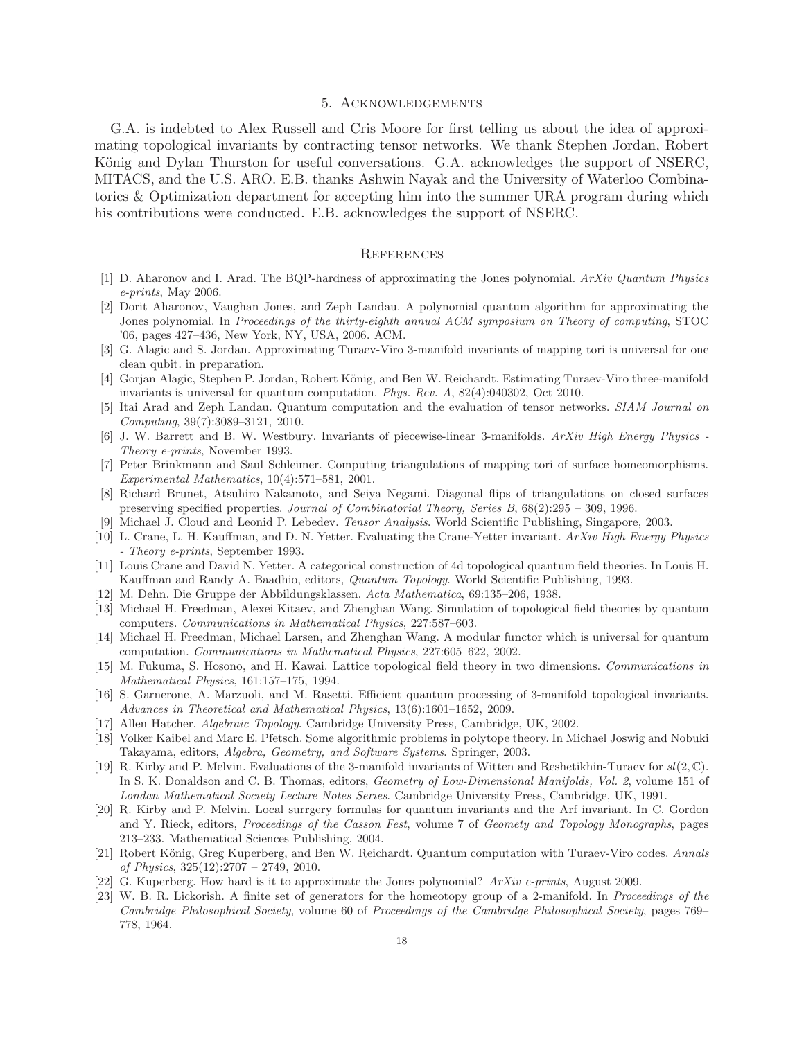## 5. Acknowledgements

G.A. is indebted to Alex Russell and Cris Moore for first telling us about the idea of approximating topological invariants by contracting tensor networks. We thank Stephen Jordan, Robert König and Dylan Thurston for useful conversations. G.A. acknowledges the support of NSERC, MITACS, and the U.S. ARO. E.B. thanks Ashwin Nayak and the University of Waterloo Combinatorics & Optimization department for accepting him into the summer URA program during which his contributions were conducted. E.B. acknowledges the support of NSERC.

## References

[1] D. Aharonov and I. Arad. The BQP-hardness of approximating the Jones polynomial. *ArXiv Quantum Physics e-prints*, May 2006.

[2] Dorit Aharonov, Vaughan Jones, and Zeph Landau. A polynomial quantum algorithm for approximating the Jones polynomial. In *Proceedings of the thirty-eighth annual ACM symposium on Theory of computing*, STOC '06, pages 427–436, New York, NY, USA, 2006. ACM.

[3] G. Alagic and S. Jordan. Approximating Turaev-Viro 3-manifold invariants of mapping tori is universal for one clean qubit. in preparation.

[4] Gorjan Alagic, Stephen P. Jordan, Robert König, and Ben W. Reichardt. Estimating Turaev-Viro three-manifold invariants is universal for quantum computation. *Phys. Rev. A*, 82(4):040302, Oct 2010.

[5] Itai Arad and Zeph Landau. Quantum computation and the evaluation of tensor networks. *SIAM Journal on Computing*, 39(7):3089–3121, 2010.

[6] J. W. Barrett and B. W. Westbury. Invariants of piecewise-linear 3-manifolds. *ArXiv High Energy Physics - Theory e-prints*, November 1993.

[7] Peter Brinkmann and Saul Schleimer. Computing triangulations of mapping tori of surface homeomorphisms. *Experimental Mathematics*, 10(4):571–581, 2001.

[8] Richard Brunet, Atsuhiro Nakamoto, and Seiya Negami. Diagonal flips of triangulations on closed surfaces preserving specified properties. *Journal of Combinatorial Theory, Series B*, 68(2):295 – 309, 1996.

[9] Michael J. Cloud and Leonid P. Lebedev. *Tensor Analysis*. World Scientific Publishing, Singapore, 2003.

[10] L. Crane, L. H. Kauffman, and D. N. Yetter. Evaluating the Crane-Yetter invariant. *ArXiv High Energy Physics - Theory e-prints*, September 1993.

[11] Louis Crane and David N. Yetter. A categorical construction of 4d topological quantum field theories. In Louis H. Kauffman and Randy A. Baadhio, editors, *Quantum Topology*. World Scientific Publishing, 1993.

[12] M. Dehn. Die Gruppe der Abbildungsklassen. *Acta Mathematica*, 69:135–206, 1938.

[13] Michael H. Freedman, Alexei Kitaev, and Zhenghan Wang. Simulation of topological field theories by quantum computers. *Communications in Mathematical Physics*, 227:587–603.

[14] Michael H. Freedman, Michael Larsen, and Zhenghan Wang. A modular functor which is universal for quantum computation. *Communications in Mathematical Physics*, 227:605–622, 2002.

[15] M. Fukuma, S. Hosono, and H. Kawai. Lattice topological field theory in two dimensions. *Communications in Mathematical Physics*, 161:157–175, 1994.

[16] S. Garnerone, A. Marzuoli, and M. Rasetti. Efficient quantum processing of 3-manifold topological invariants. *Advances in Theoretical and Mathematical Physics*, 13(6):1601–1652, 2009.

[17] Allen Hatcher. *Algebraic Topology*. Cambridge University Press, Cambridge, UK, 2002.

[18] Volker Kaibel and Marc E. Pfetsch. Some algorithmic problems in polytope theory. In Michael Joswig and Nobuki Takayama, editors, *Algebra, Geometry, and Software Systems*. Springer, 2003.

[19] R. Kirby and P. Melvin. Evaluations of the 3-manifold invariants of Witten and Reshetikhin-Turaev for $sl(2, \mathbb{C})$. In S. K. Donaldson and C. B. Thomas, editors, *Geometry of Low-Dimensional Manifolds, Vol. 2*, volume 151 of *Londan Mathematical Society Lecture Notes Series*. Cambridge University Press, Cambridge, UK, 1991.

[20] R. Kirby and P. Melvin. Local surrgery formulas for quantum invariants and the Arf invariant. In C. Gordon and Y. Rieck, editors, *Proceedings of the Casson Fest*, volume 7 of *Geomety and Topology Monographs*, pages 213–233. Mathematical Sciences Publishing, 2004.

[21] Robert König, Greg Kuperberg, and Ben W. Reichardt. Quantum computation with Turaev-Viro codes. *Annals of Physics*, 325(12):2707 – 2749, 2010.

[22] G. Kuperberg. How hard is it to approximate the Jones polynomial? *ArXiv e-prints*, August 2009.

[23] W. B. R. Lickorish. A finite set of generators for the homeotopy group of a 2-manifold. In *Proceedings of the Cambridge Philosophical Society*, volume 60 of *Proceedings of the Cambridge Philosophical Society*, pages 769–778, 1964.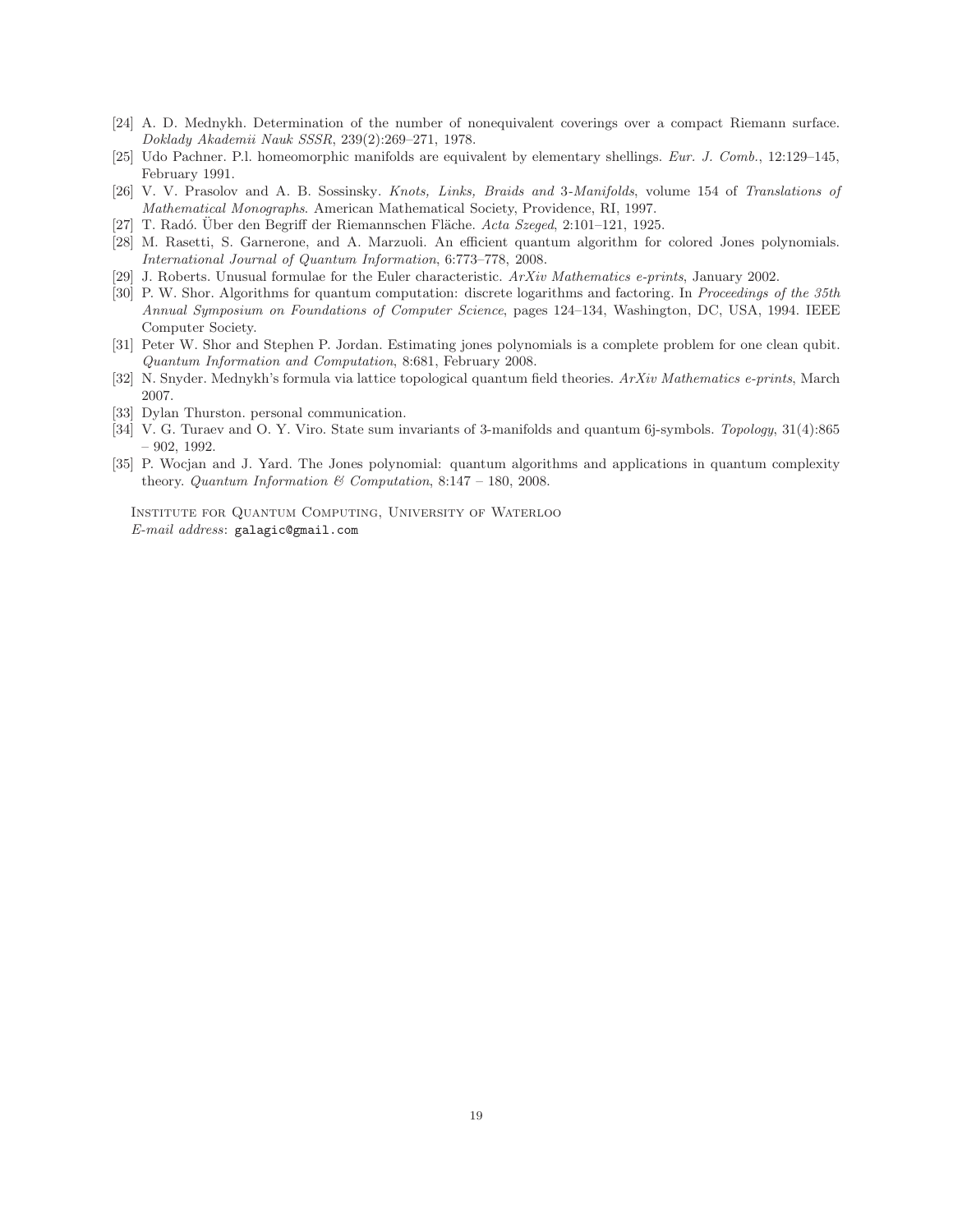[24] A. D. Mednykh. Determination of the number of nonequivalent coverings over a compact Riemann surface. *Doklady Akademii Nauk SSSR*, 239(2):269–271, 1978.

[25] Udo Pachner. P.l. homeomorphic manifolds are equivalent by elementary shellings. *Eur. J. Comb.*, 12:129–145, February 1991.

[26] V. V. Prasolov and A. B. Sossinsky. *Knots, Links, Braids and 3-Manifolds*, volume 154 of *Translations of Mathematical Monographs*. American Mathematical Society, Providence, RI, 1997.

[27] T. Radó. Über den Begriff der Riemannschen Fläche. *Acta Szeged*, 2:101–121, 1925.

[28] M. Rasetti, S. Garnerone, and A. Marzuoli. An efficient quantum algorithm for colored Jones polynomials. *International Journal of Quantum Information*, 6:773–778, 2008.

[29] J. Roberts. Unusual formulae for the Euler characteristic. *ArXiv Mathematics e-prints*, January 2002.

[30] P. W. Shor. Algorithms for quantum computation: discrete logarithms and factoring. In *Proceedings of the 35th Annual Symposium on Foundations of Computer Science*, pages 124–134, Washington, DC, USA, 1994. IEEE Computer Society.

[31] Peter W. Shor and Stephen P. Jordan. Estimating jones polynomials is a complete problem for one clean qubit. *Quantum Information and Computation*, 8:681, February 2008.

[32] N. Snyder. Mednykh's formula via lattice topological quantum field theories. *ArXiv Mathematics e-prints*, March 2007.

[33] Dylan Thurston. personal communication.

[34] V. G. Turaev and O. Y. Viro. State sum invariants of 3-manifolds and quantum 6j-symbols. *Topology*, 31(4):865 – 902, 1992.

[35] P. Wocjan and J. Yard. The Jones polynomial: quantum algorithms and applications in quantum complexity theory. *Quantum Information & Computation*, 8:147 – 180, 2008.

Institute for Quantum Computing, University of Waterloo
*E-mail address*: galagic@gmail.com